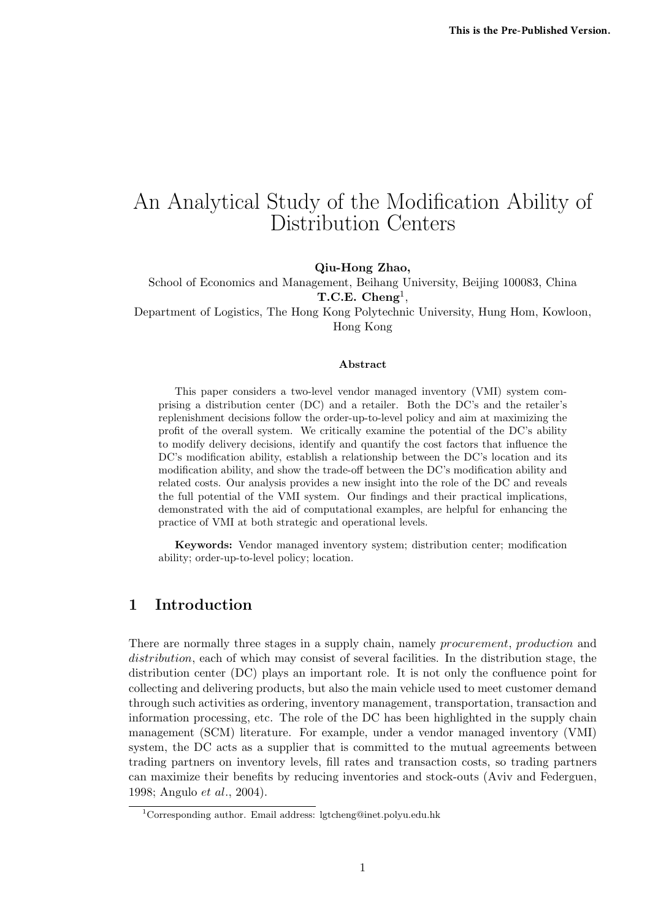This is the Pre-Published Version.

# An Analytical Study of the Modification Ability of Distribution Centers

**Qiu-Hong Zhao,**
School of Economics and Management, Beihang University, Beijing 100083, China
**T.C.E. Cheng**[1],
Department of Logistics, The Hong Kong Polytechnic University, Hung Hom, Kowloon, Hong Kong

### Abstract

This paper considers a two-level vendor managed inventory (VMI) system comprising a distribution center (DC) and a retailer. Both the DC's and the retailer's replenishment decisions follow the order-up-to-level policy and aim at maximizing the profit of the overall system. We critically examine the potential of the DC's ability to modify delivery decisions, identify and quantify the cost factors that influence the DC's modification ability, establish a relationship between the DC's location and its modification ability, and show the trade-off between the DC's modification ability and related costs. Our analysis provides a new insight into the role of the DC and reveals the full potential of the VMI system. Our findings and their practical implications, demonstrated with the aid of computational examples, are helpful for enhancing the practice of VMI at both strategic and operational levels.

**Keywords:** Vendor managed inventory system; distribution center; modification ability; order-up-to-level policy; location.

## 1 Introduction

There are normally three stages in a supply chain, namely *procurement*, *production* and *distribution*, each of which may consist of several facilities. In the distribution stage, the distribution center (DC) plays an important role. It is not only the confluence point for collecting and delivering products, but also the main vehicle used to meet customer demand through such activities as ordering, inventory management, transportation, transaction and information processing, etc. The role of the DC has been highlighted in the supply chain management (SCM) literature. For example, under a vendor managed inventory (VMI) system, the DC acts as a supplier that is committed to the mutual agreements between trading partners on inventory levels, fill rates and transaction costs, so trading partners can maximize their benefits by reducing inventories and stock-outs (Aviv and Federguen, 1998; Angulo *et al.*, 2004).

[1]Corresponding author. Email address: lgtcheng@inet.polyu.edu.hk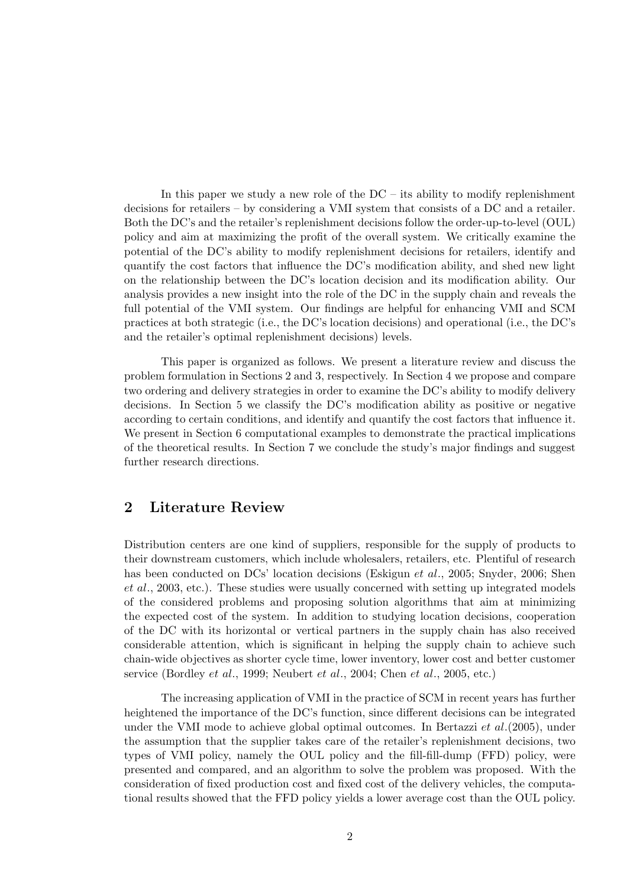In this paper we study a new role of the DC – its ability to modify replenishment decisions for retailers – by considering a VMI system that consists of a DC and a retailer. Both the DC's and the retailer's replenishment decisions follow the order-up-to-level (OUL) policy and aim at maximizing the profit of the overall system. We critically examine the potential of the DC's ability to modify replenishment decisions for retailers, identify and quantify the cost factors that influence the DC's modification ability, and shed new light on the relationship between the DC's location decision and its modification ability. Our analysis provides a new insight into the role of the DC in the supply chain and reveals the full potential of the VMI system. Our findings are helpful for enhancing VMI and SCM practices at both strategic (i.e., the DC's location decisions) and operational (i.e., the DC's and the retailer's optimal replenishment decisions) levels.

This paper is organized as follows. We present a literature review and discuss the problem formulation in Sections 2 and 3, respectively. In Section 4 we propose and compare two ordering and delivery strategies in order to examine the DC's ability to modify delivery decisions. In Section 5 we classify the DC's modification ability as positive or negative according to certain conditions, and identify and quantify the cost factors that influence it. We present in Section 6 computational examples to demonstrate the practical implications of the theoretical results. In Section 7 we conclude the study's major findings and suggest further research directions.

## 2 Literature Review

Distribution centers are one kind of suppliers, responsible for the supply of products to their downstream customers, which include wholesalers, retailers, etc. Plentiful of research has been conducted on DCs' location decisions (Eskigun *et al.*, 2005; Snyder, 2006; Shen *et al.*, 2003, etc.). These studies were usually concerned with setting up integrated models of the considered problems and proposing solution algorithms that aim at minimizing the expected cost of the system. In addition to studying location decisions, cooperation of the DC with its horizontal or vertical partners in the supply chain has also received considerable attention, which is significant in helping the supply chain to achieve such chain-wide objectives as shorter cycle time, lower inventory, lower cost and better customer service (Bordley *et al.*, 1999; Neubert *et al.*, 2004; Chen *et al.*, 2005, etc.)

The increasing application of VMI in the practice of SCM in recent years has further heightened the importance of the DC's function, since different decisions can be integrated under the VMI mode to achieve global optimal outcomes. In Bertazzi *et al.*(2005), under the assumption that the supplier takes care of the retailer's replenishment decisions, two types of VMI policy, namely the OUL policy and the fill-fill-dump (FFD) policy, were presented and compared, and an algorithm to solve the problem was proposed. With the consideration of fixed production cost and fixed cost of the delivery vehicles, the computational results showed that the FFD policy yields a lower average cost than the OUL policy.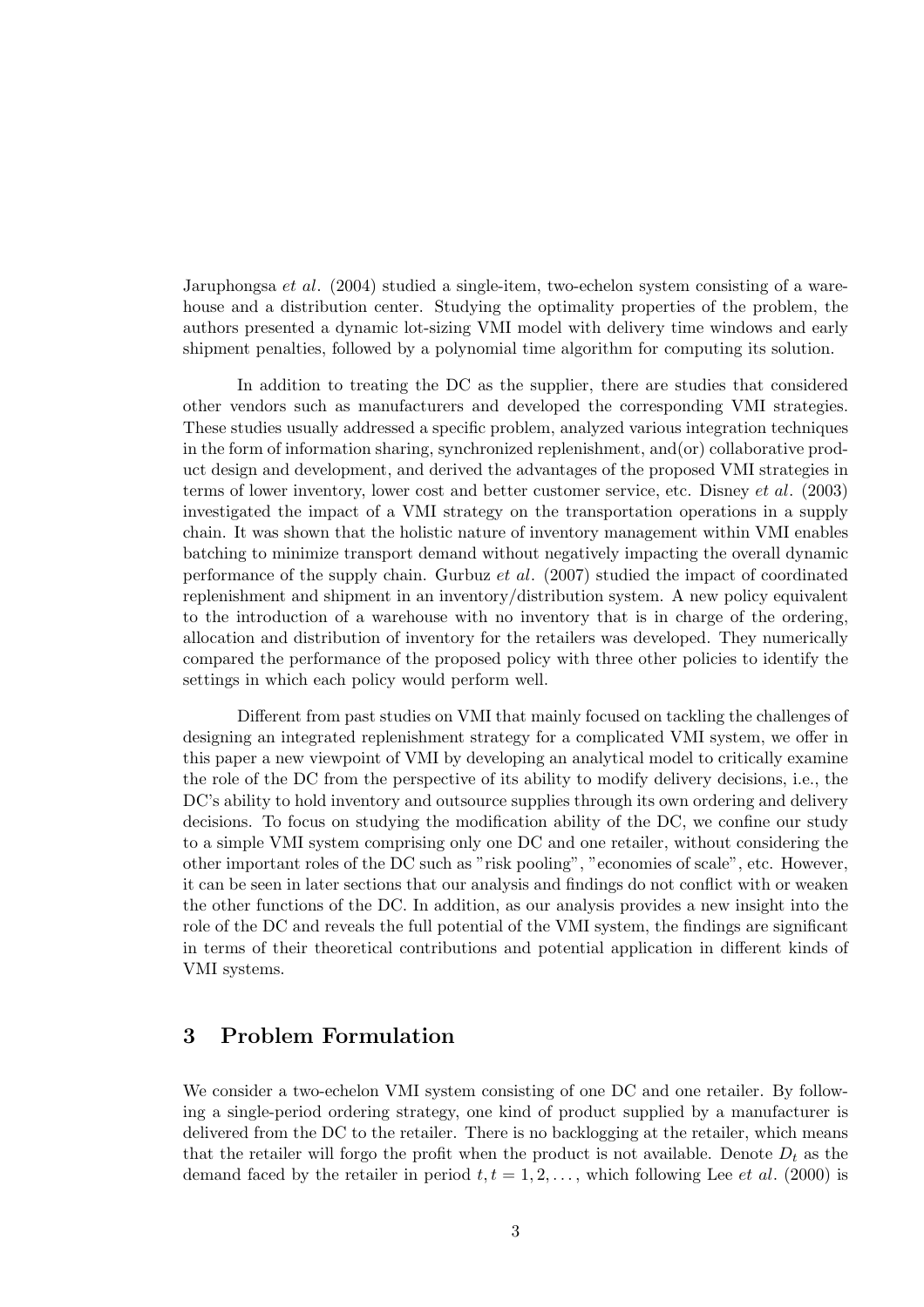Jaruphongsa *et al*. (2004) studied a single-item, two-echelon system consisting of a warehouse and a distribution center. Studying the optimality properties of the problem, the authors presented a dynamic lot-sizing VMI model with delivery time windows and early shipment penalties, followed by a polynomial time algorithm for computing its solution.

In addition to treating the DC as the supplier, there are studies that considered other vendors such as manufacturers and developed the corresponding VMI strategies. These studies usually addressed a specific problem, analyzed various integration techniques in the form of information sharing, synchronized replenishment, and(or) collaborative product design and development, and derived the advantages of the proposed VMI strategies in terms of lower inventory, lower cost and better customer service, etc. Disney *et al*. (2003) investigated the impact of a VMI strategy on the transportation operations in a supply chain. It was shown that the holistic nature of inventory management within VMI enables batching to minimize transport demand without negatively impacting the overall dynamic performance of the supply chain. Gurbuz *et al*. (2007) studied the impact of coordinated replenishment and shipment in an inventory/distribution system. A new policy equivalent to the introduction of a warehouse with no inventory that is in charge of the ordering, allocation and distribution of inventory for the retailers was developed. They numerically compared the performance of the proposed policy with three other policies to identify the settings in which each policy would perform well.

Different from past studies on VMI that mainly focused on tackling the challenges of designing an integrated replenishment strategy for a complicated VMI system, we offer in this paper a new viewpoint of VMI by developing an analytical model to critically examine the role of the DC from the perspective of its ability to modify delivery decisions, i.e., the DC's ability to hold inventory and outsource supplies through its own ordering and delivery decisions. To focus on studying the modification ability of the DC, we confine our study to a simple VMI system comprising only one DC and one retailer, without considering the other important roles of the DC such as "risk pooling", "economies of scale", etc. However, it can be seen in later sections that our analysis and findings do not conflict with or weaken the other functions of the DC. In addition, as our analysis provides a new insight into the role of the DC and reveals the full potential of the VMI system, the findings are significant in terms of their theoretical contributions and potential application in different kinds of VMI systems.

## 3 Problem Formulation

We consider a two-echelon VMI system consisting of one DC and one retailer. By following a single-period ordering strategy, one kind of product supplied by a manufacturer is delivered from the DC to the retailer. There is no backlogging at the retailer, which means that the retailer will forgo the profit when the product is not available. Denote $D_t$ as the demand faced by the retailer in period $t, t = 1, 2, \ldots$, which following Lee *et al*. (2000) is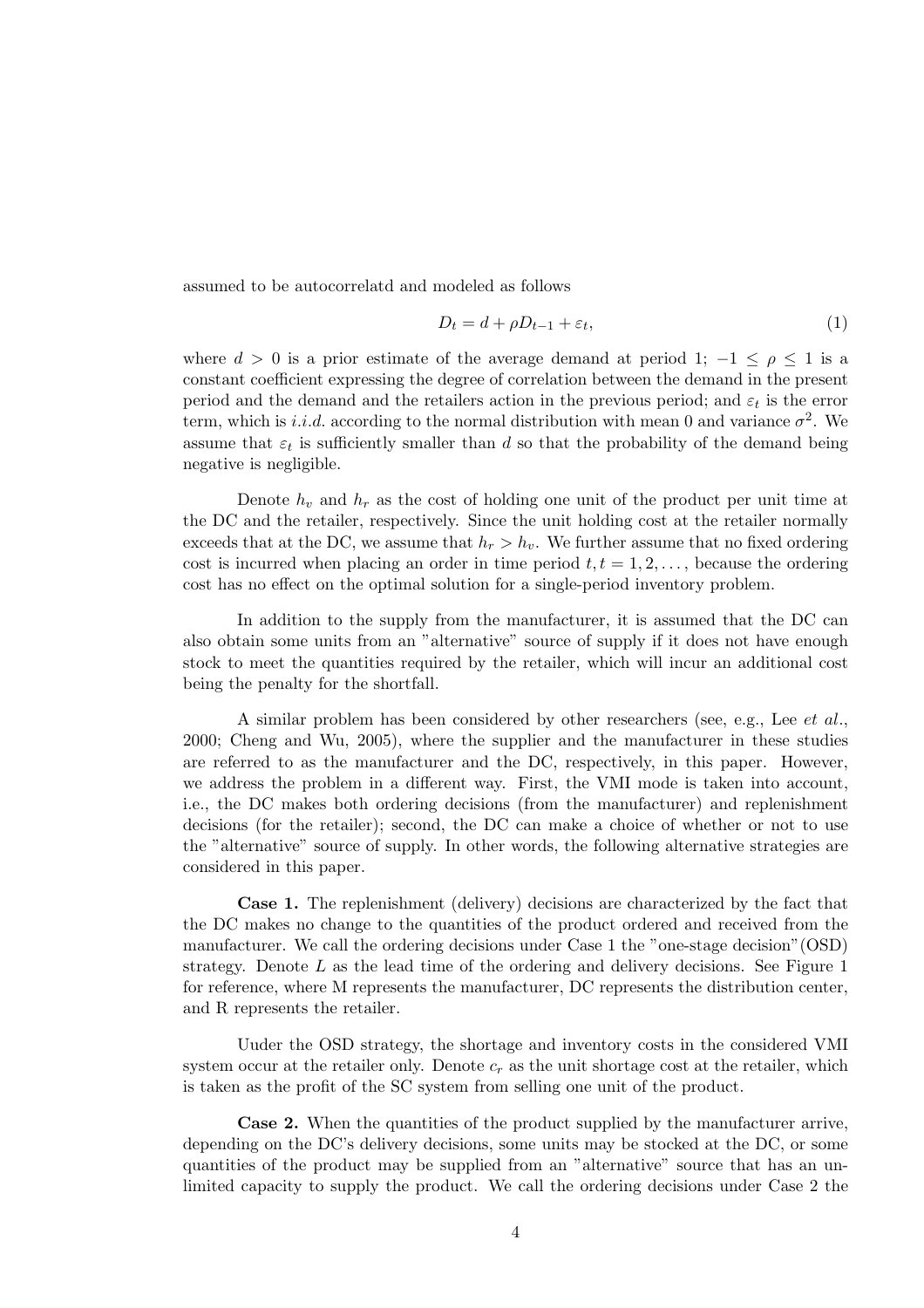assumed to be autocorrelatd and modeled as follows

$$D_t = d + \rho D_{t-1} + \varepsilon_t, \tag{1}$$

where $d > 0$ is a prior estimate of the average demand at period 1; $-1 \leq \rho \leq 1$ is a constant coefficient expressing the degree of correlation between the demand in the present period and the demand and the retailers action in the previous period; and $\varepsilon_t$ is the error term, which is *i.i.d.* according to the normal distribution with mean 0 and variance $\sigma^2$. We assume that $\varepsilon_t$ is sufficiently smaller than $d$ so that the probability of the demand being negative is negligible.

Denote $h_v$ and $h_r$ as the cost of holding one unit of the product per unit time at the DC and the retailer, respectively. Since the unit holding cost at the retailer normally exceeds that at the DC, we assume that $h_r > h_v$. We further assume that no fixed ordering cost is incurred when placing an order in time period $t, t = 1, 2, \ldots,$ because the ordering cost has no effect on the optimal solution for a single-period inventory problem.

In addition to the supply from the manufacturer, it is assumed that the DC can also obtain some units from an "alternative" source of supply if it does not have enough stock to meet the quantities required by the retailer, which will incur an additional cost being the penalty for the shortfall.

A similar problem has been considered by other researchers (see, e.g., Lee *et al.*, 2000; Cheng and Wu, 2005), where the supplier and the manufacturer in these studies are referred to as the manufacturer and the DC, respectively, in this paper. However, we address the problem in a different way. First, the VMI mode is taken into account, i.e., the DC makes both ordering decisions (from the manufacturer) and replenishment decisions (for the retailer); second, the DC can make a choice of whether or not to use the "alternative" source of supply. In other words, the following alternative strategies are considered in this paper.

**Case 1.** The replenishment (delivery) decisions are characterized by the fact that the DC makes no change to the quantities of the product ordered and received from the manufacturer. We call the ordering decisions under Case 1 the "one-stage decision"(OSD) strategy. Denote $L$ as the lead time of the ordering and delivery decisions. See Figure 1 for reference, where M represents the manufacturer, DC represents the distribution center, and R represents the retailer.

Uuder the OSD strategy, the shortage and inventory costs in the considered VMI system occur at the retailer only. Denote $c_r$ as the unit shortage cost at the retailer, which is taken as the profit of the SC system from selling one unit of the product.

**Case 2.** When the quantities of the product supplied by the manufacturer arrive, depending on the DC's delivery decisions, some units may be stocked at the DC, or some quantities of the product may be supplied from an "alternative" source that has an unlimited capacity to supply the product. We call the ordering decisions under Case 2 the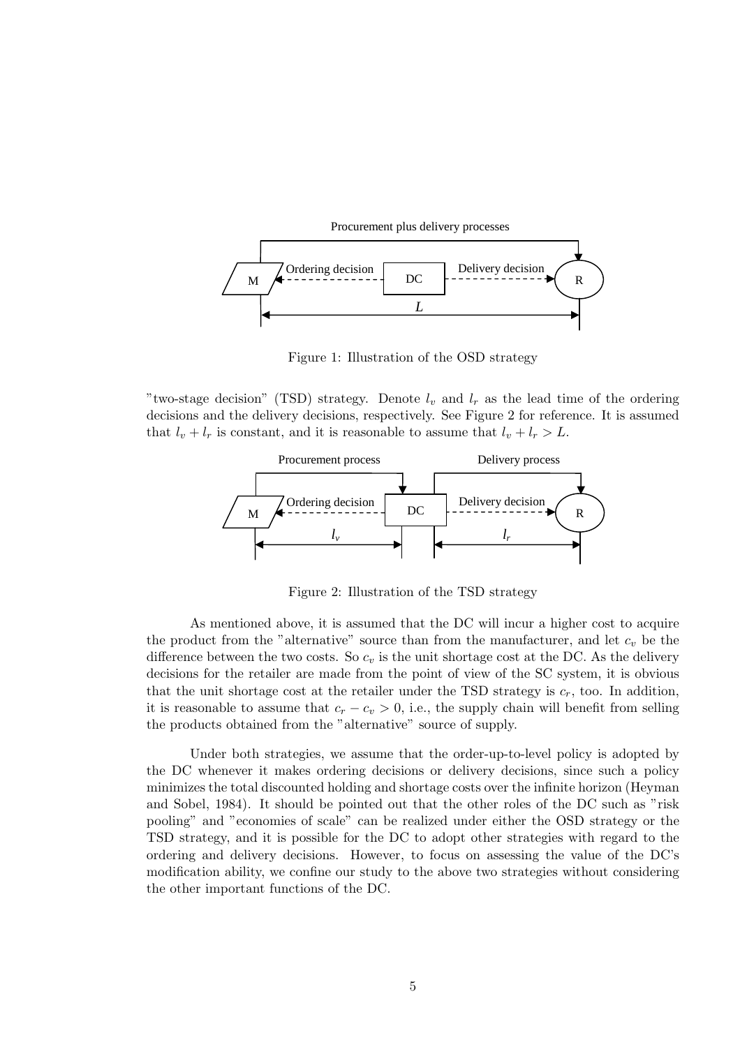Figure 1: Illustration of the OSD strategy

"two-stage decision" (TSD) strategy. Denote $l_v$ and $l_r$ as the lead time of the ordering decisions and the delivery decisions, respectively. See Figure 2 for reference. It is assumed that $l_v + l_r$ is constant, and it is reasonable to assume that $l_v + l_r > L$.

Figure 2: Illustration of the TSD strategy

As mentioned above, it is assumed that the DC will incur a higher cost to acquire the product from the "alternative" source than from the manufacturer, and let $c_v$ be the difference between the two costs. So $c_v$ is the unit shortage cost at the DC. As the delivery decisions for the retailer are made from the point of view of the SC system, it is obvious that the unit shortage cost at the retailer under the TSD strategy is $c_r$, too. In addition, it is reasonable to assume that $c_r - c_v > 0$, i.e., the supply chain will benefit from selling the products obtained from the "alternative" source of supply.

Under both strategies, we assume that the order-up-to-level policy is adopted by the DC whenever it makes ordering decisions or delivery decisions, since such a policy minimizes the total discounted holding and shortage costs over the infinite horizon (Heyman and Sobel, 1984). It should be pointed out that the other roles of the DC such as "risk pooling" and "economies of scale" can be realized under either the OSD strategy or the TSD strategy, and it is possible for the DC to adopt other strategies with regard to the ordering and delivery decisions. However, to focus on assessing the value of the DC's modification ability, we confine our study to the above two strategies without considering the other important functions of the DC.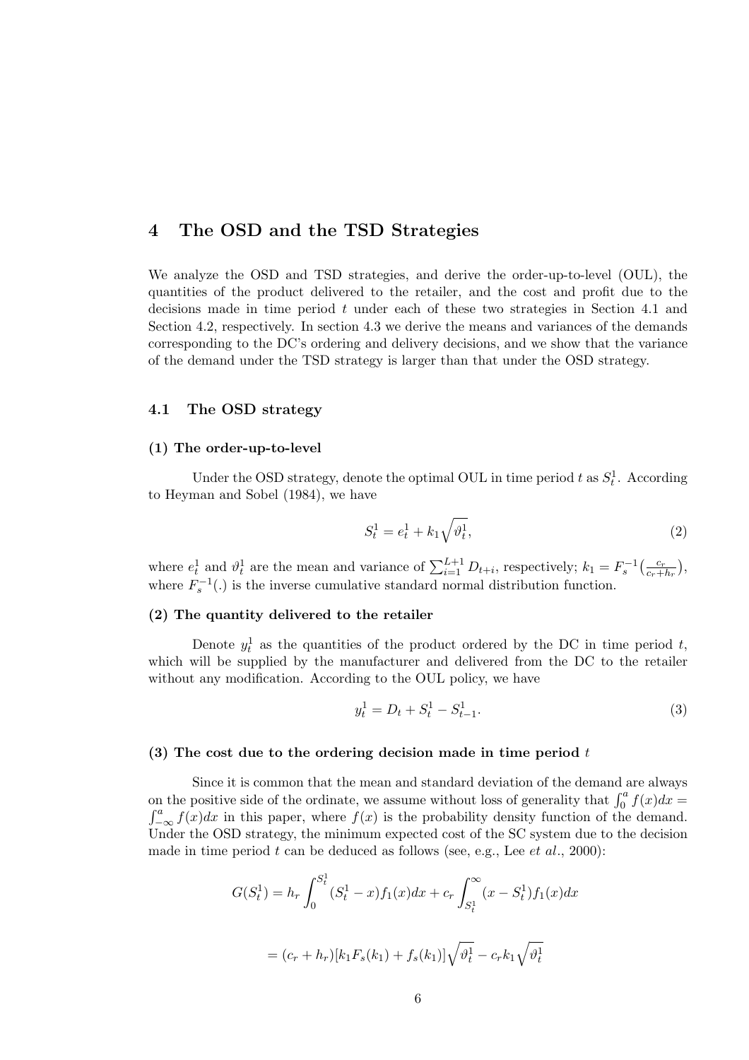# 4 The OSD and the TSD Strategies

We analyze the OSD and TSD strategies, and derive the order-up-to-level (OUL), the quantities of the product delivered to the retailer, and the cost and profit due to the decisions made in time period $t$ under each of these two strategies in Section 4.1 and Section 4.2, respectively. In section 4.3 we derive the means and variances of the demands corresponding to the DC's ordering and delivery decisions, and we show that the variance of the demand under the TSD strategy is larger than that under the OSD strategy.

## 4.1 The OSD strategy

**(1) The order-up-to-level**

Under the OSD strategy, denote the optimal OUL in time period $t$ as $S_t^1$. According to Heyman and Sobel (1984), we have

$$S_t^1 = e_t^1 + k_1\sqrt{\vartheta_t^1}, \tag{2}$$

where $e_t^1$ and $\vartheta_t^1$ are the mean and variance of $\sum_{i=1}^{L+1} D_{t+i}$, respectively; $k_1 = F_s^{-1}\left(\frac{c_r}{c_r+h_r}\right)$, where $F_s^{-1}(.)$ is the inverse cumulative standard normal distribution function.

**(2) The quantity delivered to the retailer**

Denote $y_t^1$ as the quantities of the product ordered by the DC in time period $t$, which will be supplied by the manufacturer and delivered from the DC to the retailer without any modification. According to the OUL policy, we have

$$y_t^1 = D_t + S_t^1 - S_{t-1}^1. \tag{3}$$

**(3) The cost due to the ordering decision made in time period $t$**

Since it is common that the mean and standard deviation of the demand are always on the positive side of the ordinate, we assume without loss of generality that $\int_0^a f(x)dx = \int_{-\infty}^a f(x)dx$ in this paper, where $f(x)$ is the probability density function of the demand. Under the OSD strategy, the minimum expected cost of the SC system due to the decision made in time period $t$ can be deduced as follows (see, e.g., Lee *et al.*, 2000):

$$G(S_t^1) = h_r\int_0^{S_t^1}(S_t^1 - x)f_1(x)dx + c_r\int_{S_t^1}^{\infty}(x - S_t^1)f_1(x)dx$$

$$= (c_r + h_r)[k_1F_s(k_1) + f_s(k_1)]\sqrt{\vartheta_t^1} - c_rk_1\sqrt{\vartheta_t^1}$$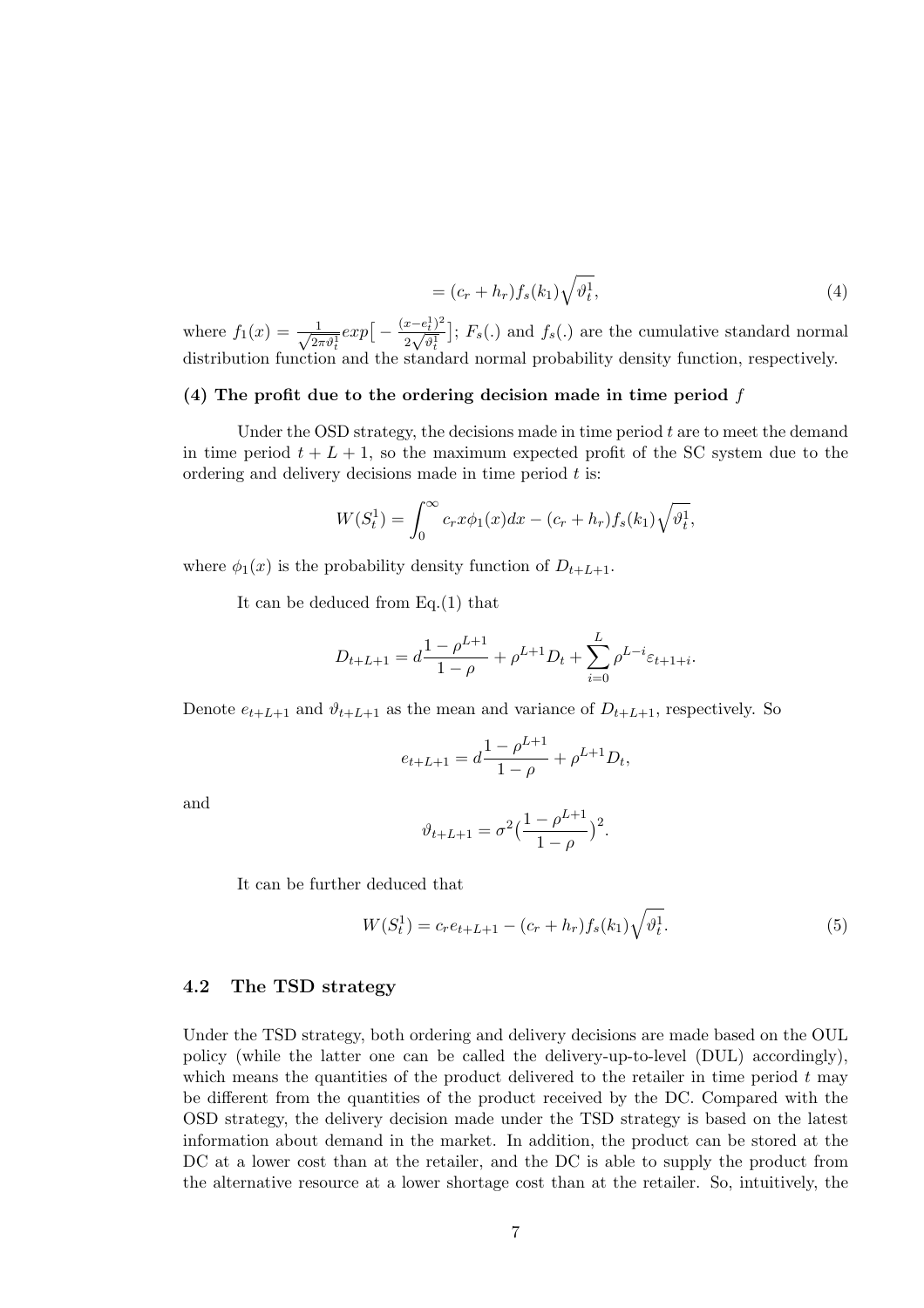$$= (c_r + h_r) f_s(k_1) \sqrt{\vartheta_t^1}, \tag{4}$$

where $f_1(x) = \frac{1}{\sqrt{2\pi\vartheta_t^1}} exp\big[ -\frac{(x-e_t^1)^2}{2\sqrt{\vartheta_t^1}} \big]$; $F_s(.)$ and $f_s(.)$ are the cumulative standard normal distribution function and the standard normal probability density function, respectively.

**(4) The profit due to the ordering decision made in time period $f$**

Under the OSD strategy, the decisions made in time period $t$ are to meet the demand in time period $t + L + 1$, so the maximum expected profit of the SC system due to the ordering and delivery decisions made in time period $t$ is:

$$W(S_t^1) = \int_0^\infty c_r x \phi_1(x) dx - (c_r + h_r) f_s(k_1) \sqrt{\vartheta_t^1},$$

where $\phi_1(x)$ is the probability density function of $D_{t+L+1}$.

It can be deduced from Eq.(1) that

$$D_{t+L+1} = d\frac{1-\rho^{L+1}}{1-\rho} + \rho^{L+1} D_t + \sum_{i=0}^{L} \rho^{L-i} \varepsilon_{t+1+i}.$$

Denote $e_{t+L+1}$ and $\vartheta_{t+L+1}$ as the mean and variance of $D_{t+L+1}$, respectively. So

$$e_{t+L+1} = d\frac{1-\rho^{L+1}}{1-\rho} + \rho^{L+1} D_t,$$

and

$$\vartheta_{t+L+1} = \sigma^2 \big(\frac{1-\rho^{L+1}}{1-\rho}\big)^2.$$

It can be further deduced that

$$W(S_t^1) = c_r e_{t+L+1} - (c_r + h_r) f_s(k_1) \sqrt{\vartheta_t^1}. \tag{5}$$

### 4.2 The TSD strategy

Under the TSD strategy, both ordering and delivery decisions are made based on the OUL policy (while the latter one can be called the delivery-up-to-level (DUL) accordingly), which means the quantities of the product delivered to the retailer in time period $t$ may be different from the quantities of the product received by the DC. Compared with the OSD strategy, the delivery decision made under the TSD strategy is based on the latest information about demand in the market. In addition, the product can be stored at the DC at a lower cost than at the retailer, and the DC is able to supply the product from the alternative resource at a lower shortage cost than at the retailer. So, intuitively, the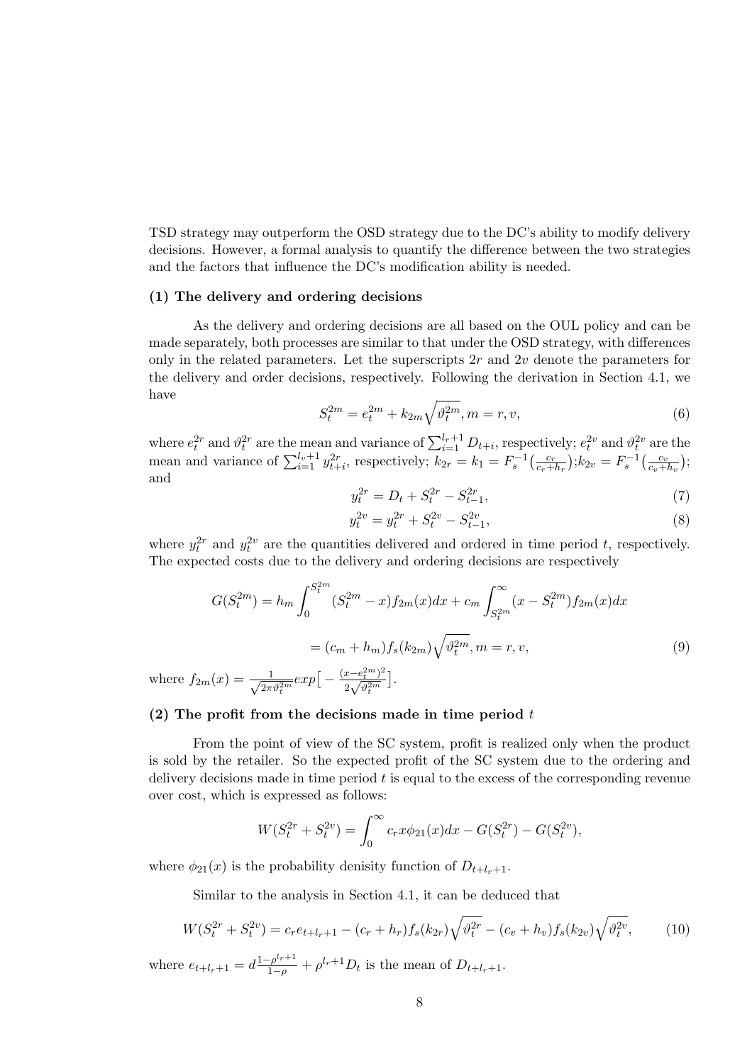TSD strategy may outperform the OSD strategy due to the DC's ability to modify delivery decisions. However, a formal analysis to quantify the difference between the two strategies and the factors that influence the DC's modification ability is needed.

**(1) The delivery and ordering decisions**

As the delivery and ordering decisions are all based on the OUL policy and can be made separately, both processes are similar to that under the OSD strategy, with differences only in the related parameters. Let the superscripts $2r$ and $2v$ denote the parameters for the delivery and order decisions, respectively. Following the derivation in Section 4.1, we have

$$S_t^{2m} = e_t^{2m} + k_{2m}\sqrt{\vartheta_t^{2m}}, m = r, v, \tag{6}$$

where $e_t^{2r}$ and $\vartheta_t^{2r}$ are the mean and variance of $\sum_{i=1}^{l_r+1} D_{t+i}$, respectively; $e_t^{2v}$ and $\vartheta_t^{2v}$ are the mean and variance of $\sum_{i=1}^{l_v+1} y_{t+i}^{2r}$, respectively; $k_{2r} = k_1 = F_s^{-1}\big(\frac{c_r}{c_r+h_r}\big)$;$k_{2v} = F_s^{-1}\big(\frac{c_v}{c_v+h_v}\big)$; and

$$y_t^{2r} = D_t + S_t^{2r} - S_{t-1}^{2r}, \tag{7}$$

$$y_t^{2v} = y_t^{2r} + S_t^{2v} - S_{t-1}^{2v}, \tag{8}$$

where $y_t^{2r}$ and $y_t^{2v}$ are the quantities delivered and ordered in time period $t$, respectively. The expected costs due to the delivery and ordering decisions are respectively

$$\begin{aligned} G(S_t^{2m}) &= h_m \int_0^{S_t^{2m}} (S_t^{2m} - x) f_{2m}(x)dx + c_m \int_{S_t^{2m}}^{\infty} (x - S_t^{2m}) f_{2m}(x)dx \\ &= (c_m + h_m) f_s(k_{2m})\sqrt{\vartheta_t^{2m}}, m = r, v, \end{aligned} \tag{9}$$

where $f_{2m}(x) = \frac{1}{\sqrt{2\pi\vartheta_t^{2m}}} exp\big[-\frac{(x-e_t^{2m})^2}{2\sqrt{\vartheta_t^{2m}}}\big]$.

**(2) The profit from the decisions made in time period $t$**

From the point of view of the SC system, profit is realized only when the product is sold by the retailer. So the expected profit of the SC system due to the ordering and delivery decisions made in time period $t$ is equal to the excess of the corresponding revenue over cost, which is expressed as follows:

$$W(S_t^{2r} + S_t^{2v}) = \int_0^{\infty} c_r x \phi_{21}(x)dx - G(S_t^{2r}) - G(S_t^{2v}),$$

where $\phi_{21}(x)$ is the probability denisity function of $D_{t+l_r+1}$.

Similar to the analysis in Section 4.1, it can be deduced that

$$W(S_t^{2r} + S_t^{2v}) = c_r e_{t+l_r+1} - (c_r + h_r) f_s(k_{2r})\sqrt{\vartheta_t^{2r}} - (c_v + h_v) f_s(k_{2v})\sqrt{\vartheta_t^{2v}}, \tag{10}$$

where $e_{t+l_r+1} = d\frac{1-\rho^{l_r+1}}{1-\rho} + \rho^{l_r+1} D_t$ is the mean of $D_{t+l_r+1}$.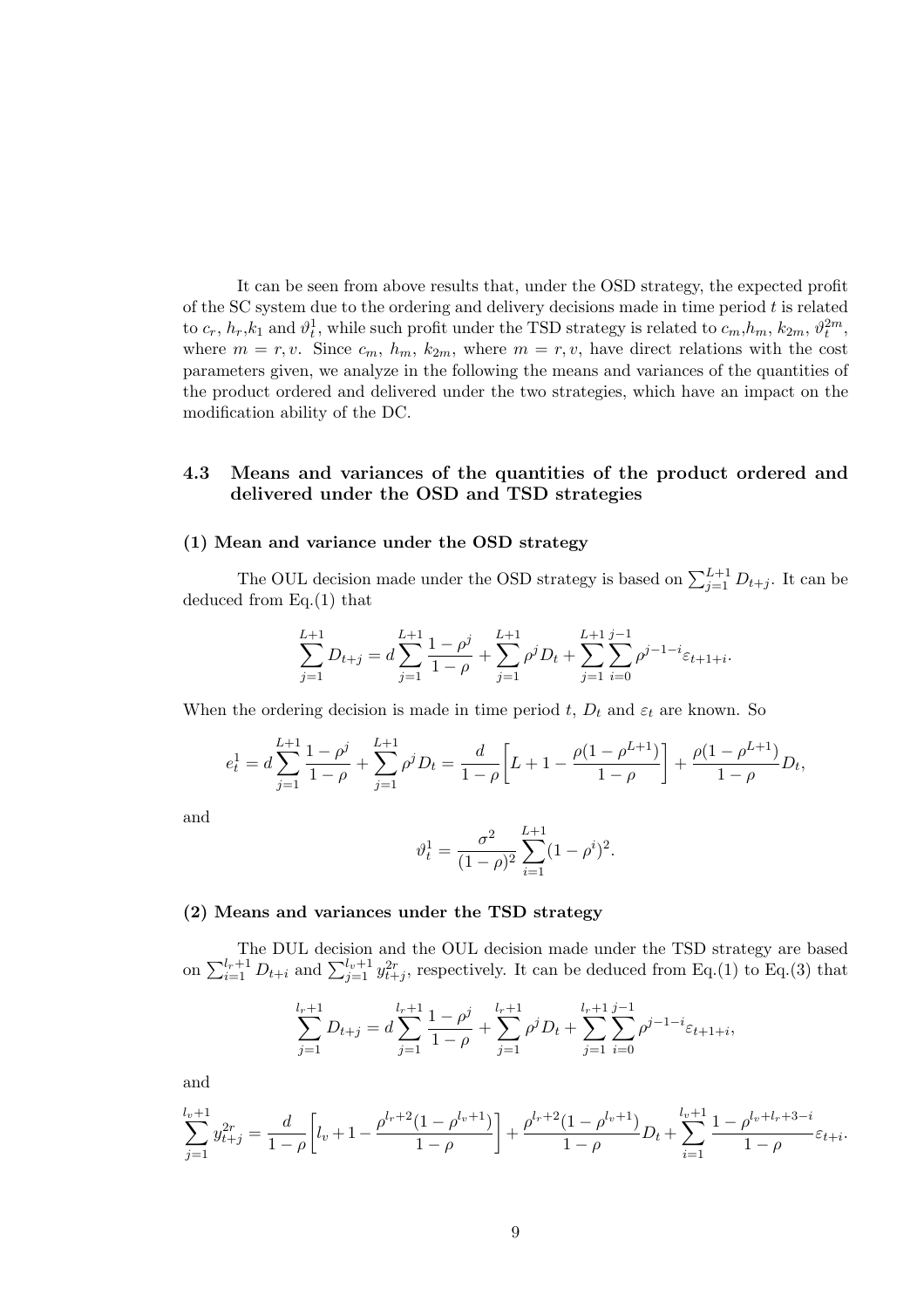It can be seen from above results that, under the OSD strategy, the expected profit of the SC system due to the ordering and delivery decisions made in time period $t$ is related to $c_r$, $h_r$,$k_1$ and $\vartheta_t^1$, while such profit under the TSD strategy is related to $c_m$,$h_m$, $k_{2m}$, $\vartheta_t^{2m}$, where $m = r, v$. Since $c_m$, $h_m$, $k_{2m}$, where $m = r, v$, have direct relations with the cost parameters given, we analyze in the following the means and variances of the quantities of the product ordered and delivered under the two strategies, which have an impact on the modification ability of the DC.

## 4.3 Means and variances of the quantities of the product ordered and delivered under the OSD and TSD strategies

**(1) Mean and variance under the OSD strategy**

The OUL decision made under the OSD strategy is based on $\sum_{j=1}^{L+1} D_{t+j}$. It can be deduced from Eq.(1) that

$$\sum_{j=1}^{L+1} D_{t+j} = d\sum_{j=1}^{L+1} \frac{1-\rho^j}{1-\rho} + \sum_{j=1}^{L+1} \rho^j D_t + \sum_{j=1}^{L+1}\sum_{i=0}^{j-1} \rho^{j-1-i}\varepsilon_{t+1+i}.$$

When the ordering decision is made in time period $t$, $D_t$ and $\varepsilon_t$ are known. So

$$e_t^1 = d\sum_{j=1}^{L+1} \frac{1-\rho^j}{1-\rho} + \sum_{j=1}^{L+1} \rho^j D_t = \frac{d}{1-\rho}\left[L+1-\frac{\rho(1-\rho^{L+1})}{1-\rho}\right] + \frac{\rho(1-\rho^{L+1})}{1-\rho}D_t,$$

and

$$\vartheta_t^1 = \frac{\sigma^2}{(1-\rho)^2}\sum_{i=1}^{L+1}(1-\rho^i)^2.$$

**(2) Means and variances under the TSD strategy**

The DUL decision and the OUL decision made under the TSD strategy are based on $\sum_{i=1}^{l_r+1} D_{t+i}$ and $\sum_{j=1}^{l_v+1} y_{t+j}^{2r}$, respectively. It can be deduced from Eq.(1) to Eq.(3) that

$$\sum_{j=1}^{l_r+1} D_{t+j} = d\sum_{j=1}^{l_r+1} \frac{1-\rho^j}{1-\rho} + \sum_{j=1}^{l_r+1} \rho^j D_t + \sum_{j=1}^{l_r+1}\sum_{i=0}^{j-1} \rho^{j-1-i}\varepsilon_{t+1+i},$$

and

$$\sum_{j=1}^{l_v+1} y_{t+j}^{2r} = \frac{d}{1-\rho}\left[l_v+1-\frac{\rho^{l_r+2}(1-\rho^{l_v+1})}{1-\rho}\right] + \frac{\rho^{l_r+2}(1-\rho^{l_v+1})}{1-\rho}D_t + \sum_{i=1}^{l_v+1}\frac{1-\rho^{l_v+l_r+3-i}}{1-\rho}\varepsilon_{t+i}.$$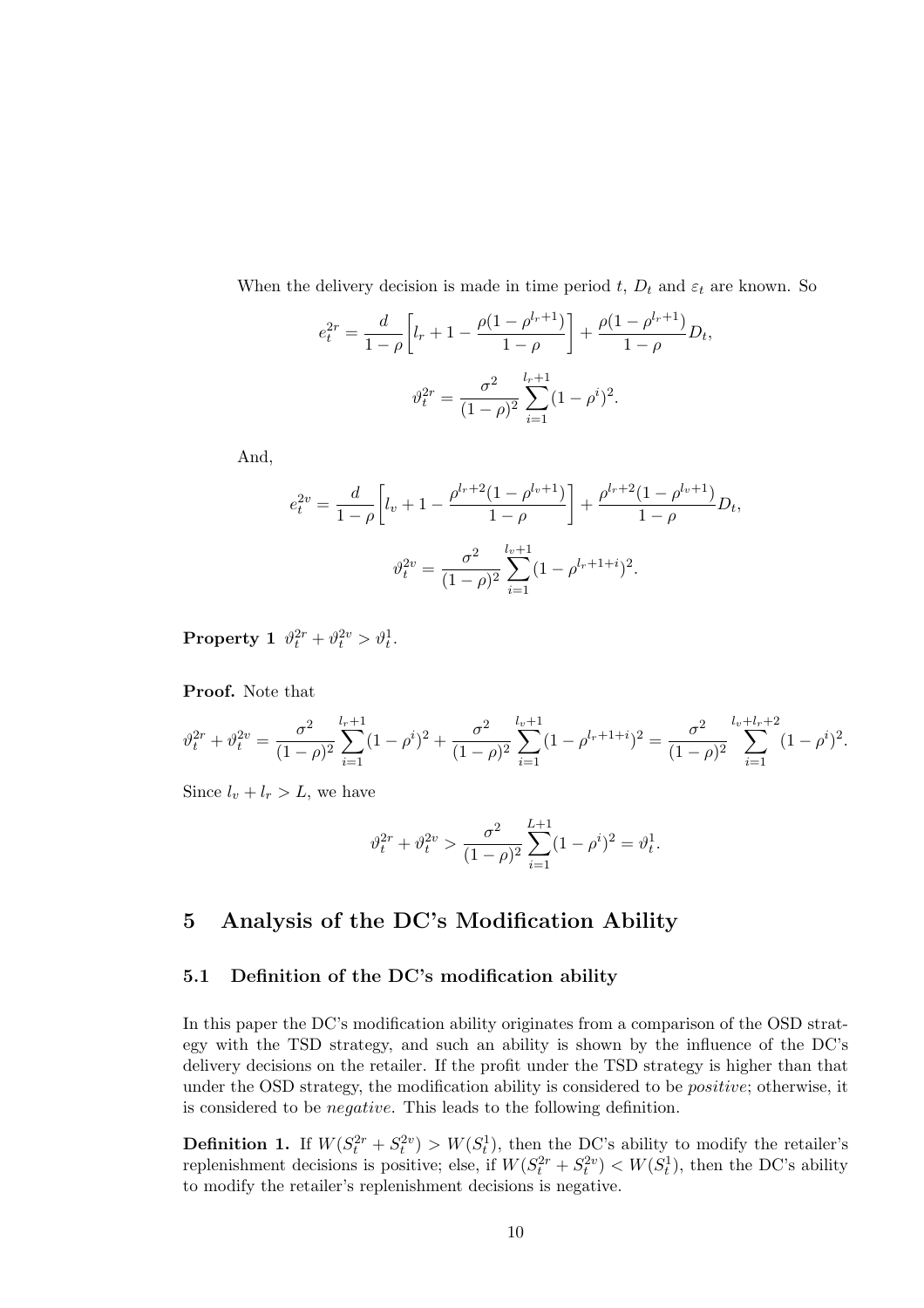When the delivery decision is made in time period $t$, $D_t$ and $\varepsilon_t$ are known. So

$$e_t^{2r} = \frac{d}{1-\rho}\left[l_r + 1 - \frac{\rho(1-\rho^{l_r+1})}{1-\rho}\right] + \frac{\rho(1-\rho^{l_r+1})}{1-\rho}D_t,$$

$$\vartheta_t^{2r} = \frac{\sigma^2}{(1-\rho)^2}\sum_{i=1}^{l_r+1}(1-\rho^i)^2.$$

And,

$$e_t^{2v} = \frac{d}{1-\rho}\left[l_v + 1 - \frac{\rho^{l_r+2}(1-\rho^{l_v+1})}{1-\rho}\right] + \frac{\rho^{l_r+2}(1-\rho^{l_v+1})}{1-\rho}D_t,$$

$$\vartheta_t^{2v} = \frac{\sigma^2}{(1-\rho)^2}\sum_{i=1}^{l_v+1}(1-\rho^{l_r+1+i})^2.$$

**Property 1** $\vartheta_t^{2r} + \vartheta_t^{2v} > \vartheta_t^1$.

**Proof.** Note that

$$\vartheta_t^{2r} + \vartheta_t^{2v} = \frac{\sigma^2}{(1-\rho)^2}\sum_{i=1}^{l_r+1}(1-\rho^i)^2 + \frac{\sigma^2}{(1-\rho)^2}\sum_{i=1}^{l_v+1}(1-\rho^{l_r+1+i})^2 = \frac{\sigma^2}{(1-\rho)^2}\sum_{i=1}^{l_v+l_r+2}(1-\rho^i)^2.$$

Since $l_v + l_r > L$, we have

$$\vartheta_t^{2r} + \vartheta_t^{2v} > \frac{\sigma^2}{(1-\rho)^2}\sum_{i=1}^{L+1}(1-\rho^i)^2 = \vartheta_t^1.$$

## 5 Analysis of the DC's Modification Ability

### 5.1 Definition of the DC's modification ability

In this paper the DC's modification ability originates from a comparison of the OSD strategy with the TSD strategy, and such an ability is shown by the influence of the DC's delivery decisions on the retailer. If the profit under the TSD strategy is higher than that under the OSD strategy, the modification ability is considered to be *positive*; otherwise, it is considered to be *negative*. This leads to the following definition.

**Definition 1.** If $W(S_t^{2r} + S_t^{2v}) > W(S_t^1)$, then the DC's ability to modify the retailer's replenishment decisions is positive; else, if $W(S_t^{2r} + S_t^{2v}) < W(S_t^1)$, then the DC's ability to modify the retailer's replenishment decisions is negative.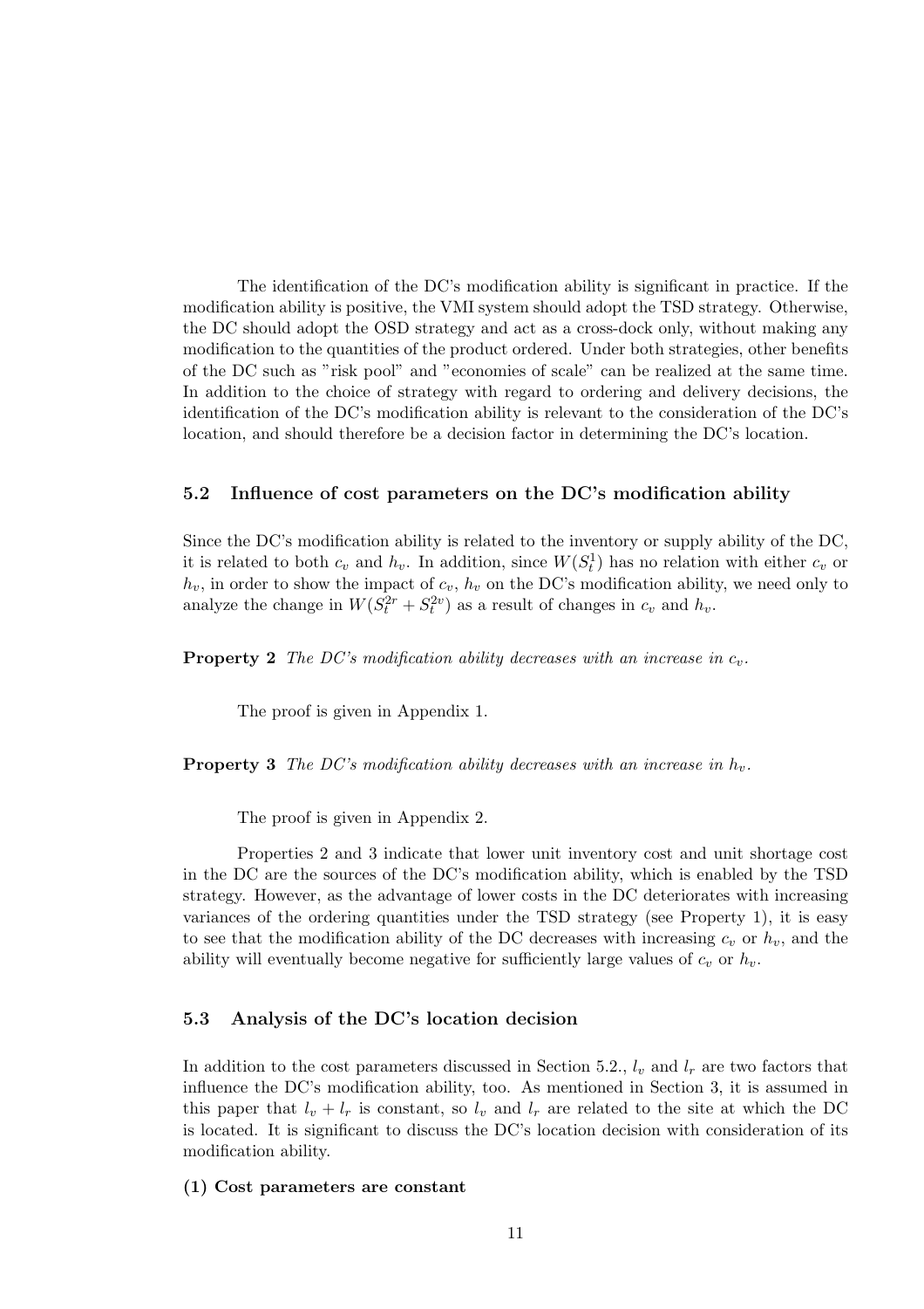The identification of the DC's modification ability is significant in practice. If the modification ability is positive, the VMI system should adopt the TSD strategy. Otherwise, the DC should adopt the OSD strategy and act as a cross-dock only, without making any modification to the quantities of the product ordered. Under both strategies, other benefits of the DC such as "risk pool" and "economies of scale" can be realized at the same time. In addition to the choice of strategy with regard to ordering and delivery decisions, the identification of the DC's modification ability is relevant to the consideration of the DC's location, and should therefore be a decision factor in determining the DC's location.

### 5.2 Influence of cost parameters on the DC's modification ability

Since the DC's modification ability is related to the inventory or supply ability of the DC, it is related to both $c_v$ and $h_v$. In addition, since $W(S_t^1)$ has no relation with either $c_v$ or $h_v$, in order to show the impact of $c_v$, $h_v$ on the DC's modification ability, we need only to analyze the change in $W(S_t^{2r} + S_t^{2v})$ as a result of changes in $c_v$ and $h_v$.

**Property 2** *The DC's modification ability decreases with an increase in $c_v$.*

The proof is given in Appendix 1.

**Property 3** *The DC's modification ability decreases with an increase in $h_v$.*

The proof is given in Appendix 2.

Properties 2 and 3 indicate that lower unit inventory cost and unit shortage cost in the DC are the sources of the DC's modification ability, which is enabled by the TSD strategy. However, as the advantage of lower costs in the DC deteriorates with increasing variances of the ordering quantities under the TSD strategy (see Property 1), it is easy to see that the modification ability of the DC decreases with increasing $c_v$ or $h_v$, and the ability will eventually become negative for sufficiently large values of $c_v$ or $h_v$.

### 5.3 Analysis of the DC's location decision

In addition to the cost parameters discussed in Section 5.2., $l_v$ and $l_r$ are two factors that influence the DC's modification ability, too. As mentioned in Section 3, it is assumed in this paper that $l_v + l_r$ is constant, so $l_v$ and $l_r$ are related to the site at which the DC is located. It is significant to discuss the DC's location decision with consideration of its modification ability.

**(1) Cost parameters are constant**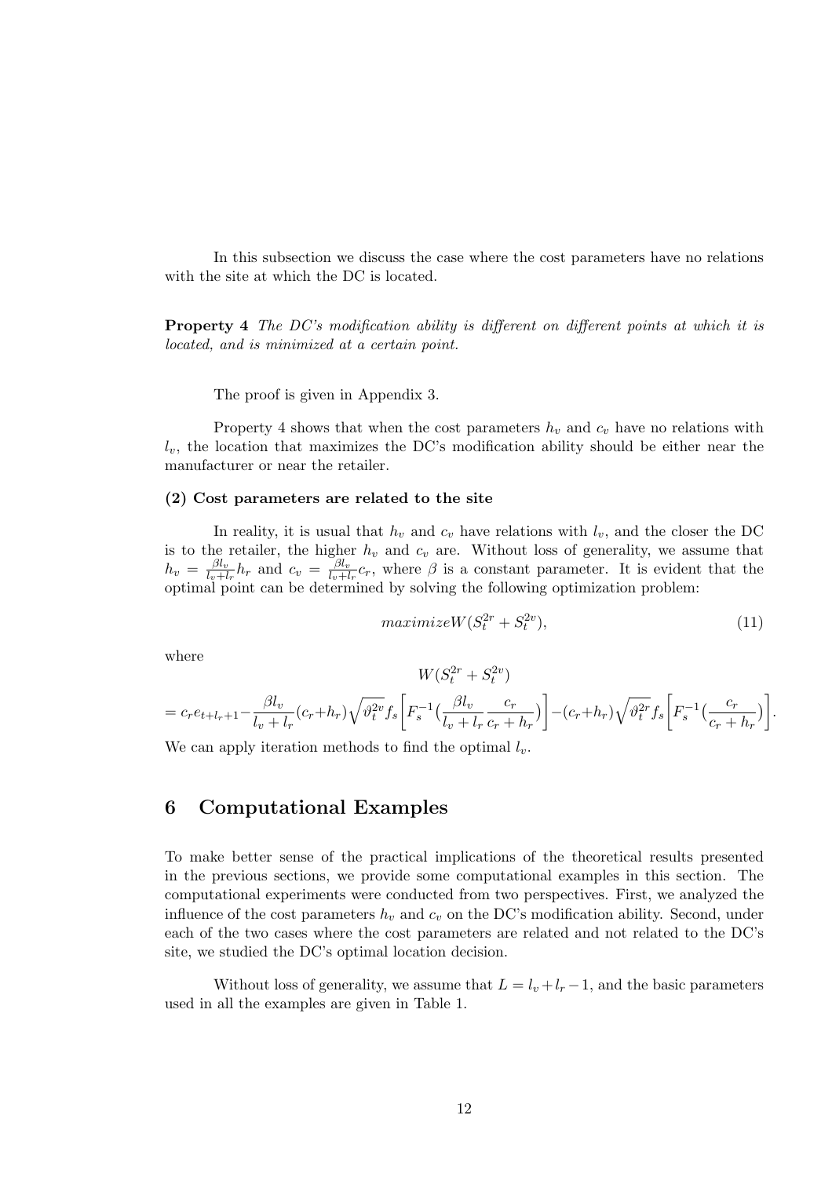In this subsection we discuss the case where the cost parameters have no relations with the site at which the DC is located.

**Property 4** *The DC's modification ability is different on different points at which it is located, and is minimized at a certain point.*

The proof is given in Appendix 3.

Property 4 shows that when the cost parameters $h_v$ and $c_v$ have no relations with $l_v$, the location that maximizes the DC's modification ability should be either near the manufacturer or near the retailer.

**(2) Cost parameters are related to the site**

In reality, it is usual that $h_v$ and $c_v$ have relations with $l_v$, and the closer the DC is to the retailer, the higher $h_v$ and $c_v$ are. Without loss of generality, we assume that $h_v = \frac{\beta l_v}{l_v + l_r} h_r$ and $c_v = \frac{\beta l_v}{l_v + l_r} c_r$, where $\beta$ is a constant parameter. It is evident that the optimal point can be determined by solving the following optimization problem:

$$maximize W(S_t^{2r} + S_t^{2v}), \tag{11}$$

where

$$W(S_t^{2r} + S_t^{2v})$$
$$= c_r e_{t+l_r+1} - \frac{\beta l_v}{l_v + l_r}(c_r + h_r)\sqrt{\vartheta_t^{2v}} f_s\left[F_s^{-1}\left(\frac{\beta l_v}{l_v + l_r}\frac{c_r}{c_r + h_r}\right)\right] - (c_r + h_r)\sqrt{\vartheta_t^{2r}} f_s\left[F_s^{-1}\left(\frac{c_r}{c_r + h_r}\right)\right].$$

We can apply iteration methods to find the optimal $l_v$.

## 6 Computational Examples

To make better sense of the practical implications of the theoretical results presented in the previous sections, we provide some computational examples in this section. The computational experiments were conducted from two perspectives. First, we analyzed the influence of the cost parameters $h_v$ and $c_v$ on the DC's modification ability. Second, under each of the two cases where the cost parameters are related and not related to the DC's site, we studied the DC's optimal location decision.

Without loss of generality, we assume that $L = l_v + l_r - 1$, and the basic parameters used in all the examples are given in Table 1.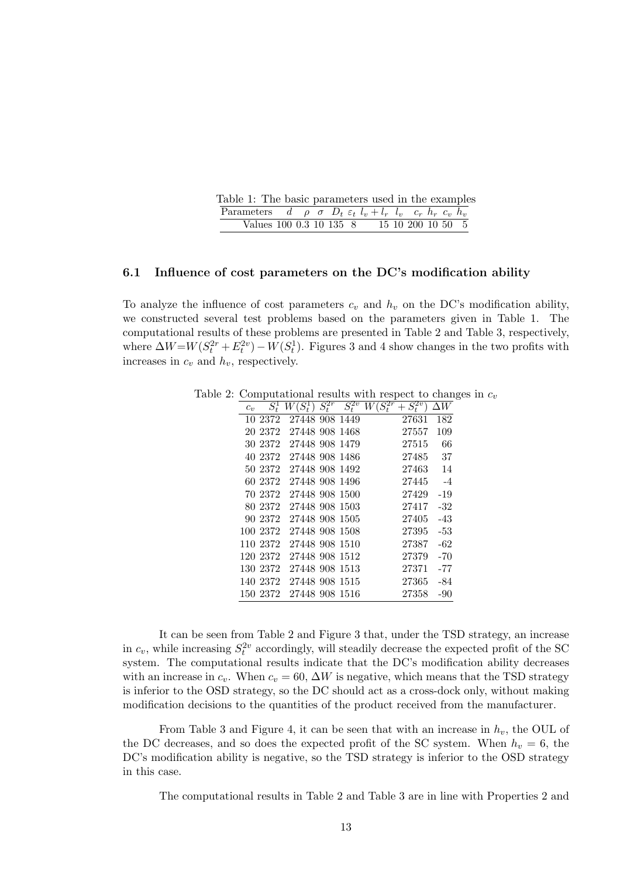Table 1: The basic parameters used in the examples

| Parameters | $d$ | $\rho$ | $\sigma$ | $D_t$ | $\varepsilon_t$ | $l_v+l_r$ | $l_v$ | $c_r$ | $h_r$ | $c_v$ | $h_v$ |
|---|---|---|---|---|---|---|---|---|---|---|---|
| Values | 100 | 0.3 | 10 | 135 | 8 | 15 | 10 | 200 | 10 | 50 | 5 |

### 6.1 Influence of cost parameters on the DC's modification ability

To analyze the influence of cost parameters $c_v$ and $h_v$ on the DC's modification ability, we constructed several test problems based on the parameters given in Table 1. The computational results of these problems are presented in Table 2 and Table 3, respectively, where $\Delta W = W(S_t^{2r} + E_t^{2v}) - W(S_t^1)$. Figures 3 and 4 show changes in the two profits with increases in $c_v$ and $h_v$, respectively.

Table 2: Computational results with respect to changes in $c_v$

| $c_v$ | $S_t^1$ | $W(S_t^1)$ | $S_t^{2r}$ | $S_t^{2v}$ | $W(S_t^{2r}+S_t^{2v})$ | $\Delta W$ |
|---|---|---|---|---|---|---|
| 10 | 2372 | 27448 | 908 | 1449 | 27631 | 182 |
| 20 | 2372 | 27448 | 908 | 1468 | 27557 | 109 |
| 30 | 2372 | 27448 | 908 | 1479 | 27515 | 66 |
| 40 | 2372 | 27448 | 908 | 1486 | 27485 | 37 |
| 50 | 2372 | 27448 | 908 | 1492 | 27463 | 14 |
| 60 | 2372 | 27448 | 908 | 1496 | 27445 | -4 |
| 70 | 2372 | 27448 | 908 | 1500 | 27429 | -19 |
| 80 | 2372 | 27448 | 908 | 1503 | 27417 | -32 |
| 90 | 2372 | 27448 | 908 | 1505 | 27405 | -43 |
| 100 | 2372 | 27448 | 908 | 1508 | 27395 | -53 |
| 110 | 2372 | 27448 | 908 | 1510 | 27387 | -62 |
| 120 | 2372 | 27448 | 908 | 1512 | 27379 | -70 |
| 130 | 2372 | 27448 | 908 | 1513 | 27371 | -77 |
| 140 | 2372 | 27448 | 908 | 1515 | 27365 | -84 |
| 150 | 2372 | 27448 | 908 | 1516 | 27358 | -90 |

It can be seen from Table 2 and Figure 3 that, under the TSD strategy, an increase in $c_v$, while increasing $S_t^{2v}$ accordingly, will steadily decrease the expected profit of the SC system. The computational results indicate that the DC's modification ability decreases with an increase in $c_v$. When $c_v = 60$, $\Delta W$ is negative, which means that the TSD strategy is inferior to the OSD strategy, so the DC should act as a cross-dock only, without making modification decisions to the quantities of the product received from the manufacturer.

From Table 3 and Figure 4, it can be seen that with an increase in $h_v$, the OUL of the DC decreases, and so does the expected profit of the SC system. When $h_v = 6$, the DC's modification ability is negative, so the TSD strategy is inferior to the OSD strategy in this case.

The computational results in Table 2 and Table 3 are in line with Properties 2 and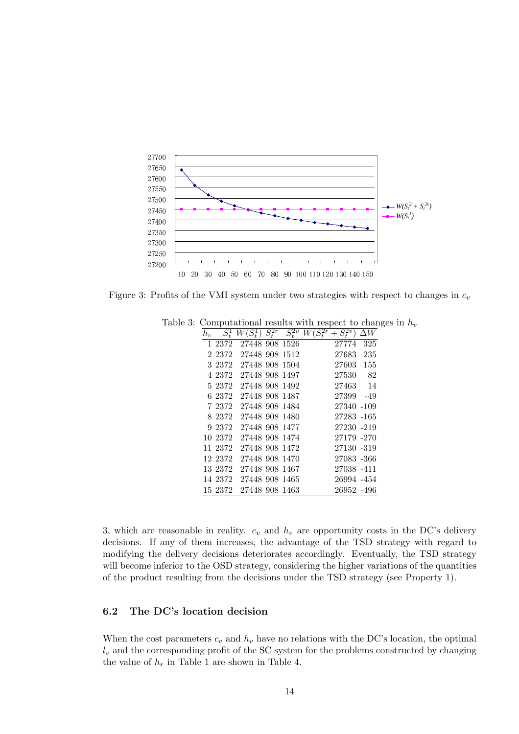Figure 3: Profits of the VMI system under two strategies with respect to changes in $c_v$

Table 3: Computational results with respect to changes in $h_v$

| $h_v$ | $S_t^1$ | $W(S_t^1)$ | $S_t^{2r}$ | $S_t^{2v}$ | $W(S_t^{2r}+S_t^{2v})$ | $\Delta W$ |
|---|---|---|---|---|---|---|
| 1 | 2372 | 27448 | 908 | 1526 | 27774 | 325 |
| 2 | 2372 | 27448 | 908 | 1512 | 27683 | 235 |
| 3 | 2372 | 27448 | 908 | 1504 | 27603 | 155 |
| 4 | 2372 | 27448 | 908 | 1497 | 27530 | 82 |
| 5 | 2372 | 27448 | 908 | 1492 | 27463 | 14 |
| 6 | 2372 | 27448 | 908 | 1487 | 27399 | -49 |
| 7 | 2372 | 27448 | 908 | 1484 | 27340 | -109 |
| 8 | 2372 | 27448 | 908 | 1480 | 27283 | -165 |
| 9 | 2372 | 27448 | 908 | 1477 | 27230 | -219 |
| 10 | 2372 | 27448 | 908 | 1474 | 27179 | -270 |
| 11 | 2372 | 27448 | 908 | 1472 | 27130 | -319 |
| 12 | 2372 | 27448 | 908 | 1470 | 27083 | -366 |
| 13 | 2372 | 27448 | 908 | 1467 | 27038 | -411 |
| 14 | 2372 | 27448 | 908 | 1465 | 26994 | -454 |
| 15 | 2372 | 27448 | 908 | 1463 | 26952 | -496 |

3, which are reasonable in reality. $c_v$ and $h_v$ are opportunity costs in the DC's delivery decisions. If any of them increases, the advantage of the TSD strategy with regard to modifying the delivery decisions deteriorates accordingly. Eventually, the TSD strategy will become inferior to the OSD strategy, considering the higher variations of the quantities of the product resulting from the decisions under the TSD strategy (see Property 1).

## 6.2 The DC's location decision

When the cost parameters $c_v$ and $h_v$ have no relations with the DC's location, the optimal $l_v$ and the corresponding profit of the SC system for the problems constructed by changing the value of $h_r$ in Table 1 are shown in Table 4.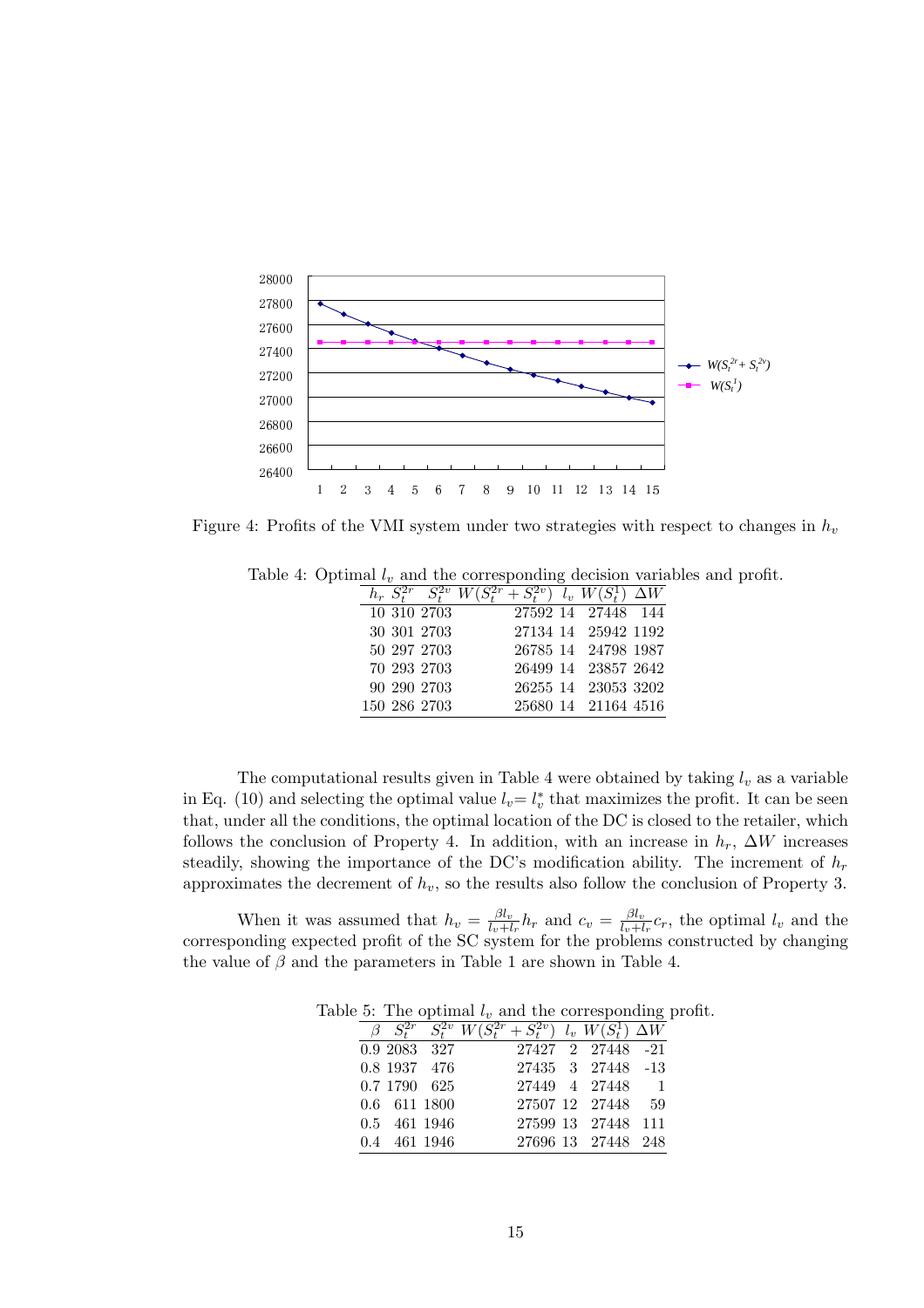Figure 4: Profits of the VMI system under two strategies with respect to changes in $h_v$

Table 4: Optimal $l_v$ and the corresponding decision variables and profit.

| $h_r$ | $S_t^{2r}$ | $S_t^{2v}$ | $W(S_t^{2r}+S_t^{2v})$ | $l_v$ | $W(S_t^1)$ | $\Delta W$ |
|---|---|---|---|---|---|---|
| 10 | 310 | 2703 | 27592 | 14 | 27448 | 144 |
| 30 | 301 | 2703 | 27134 | 14 | 25942 | 1192 |
| 50 | 297 | 2703 | 26785 | 14 | 24798 | 1987 |
| 70 | 293 | 2703 | 26499 | 14 | 23857 | 2642 |
| 90 | 290 | 2703 | 26255 | 14 | 23053 | 3202 |
| 150 | 286 | 2703 | 25680 | 14 | 21164 | 4516 |

The computational results given in Table 4 were obtained by taking $l_v$ as a variable in Eq. (10) and selecting the optimal value $l_v = l_v^*$ that maximizes the profit. It can be seen that, under all the conditions, the optimal location of the DC is closed to the retailer, which follows the conclusion of Property 4. In addition, with an increase in $h_r$, $\Delta W$ increases steadily, showing the importance of the DC's modification ability. The increment of $h_r$ approximates the decrement of $h_v$, so the results also follow the conclusion of Property 3.

When it was assumed that $h_v = \frac{\beta l_v}{l_v + l_r} h_r$ and $c_v = \frac{\beta l_v}{l_v + l_r} c_r$, the optimal $l_v$ and the corresponding expected profit of the SC system for the problems constructed by changing the value of $\beta$ and the parameters in Table 1 are shown in Table 4.

Table 5: The optimal $l_v$ and the corresponding profit.

| $\beta$ | $S_t^{2r}$ | $S_t^{2v}$ | $W(S_t^{2r}+S_t^{2v})$ | $l_v$ | $W(S_t^1)$ | $\Delta W$ |
|---|---|---|---|---|---|---|
| 0.9 | 2083 | 327 | 27427 | 2 | 27448 | -21 |
| 0.8 | 1937 | 476 | 27435 | 3 | 27448 | -13 |
| 0.7 | 1790 | 625 | 27449 | 4 | 27448 | 1 |
| 0.6 | 611 | 1800 | 27507 | 12 | 27448 | 59 |
| 0.5 | 461 | 1946 | 27599 | 13 | 27448 | 111 |
| 0.4 | 461 | 1946 | 27696 | 13 | 27448 | 248 |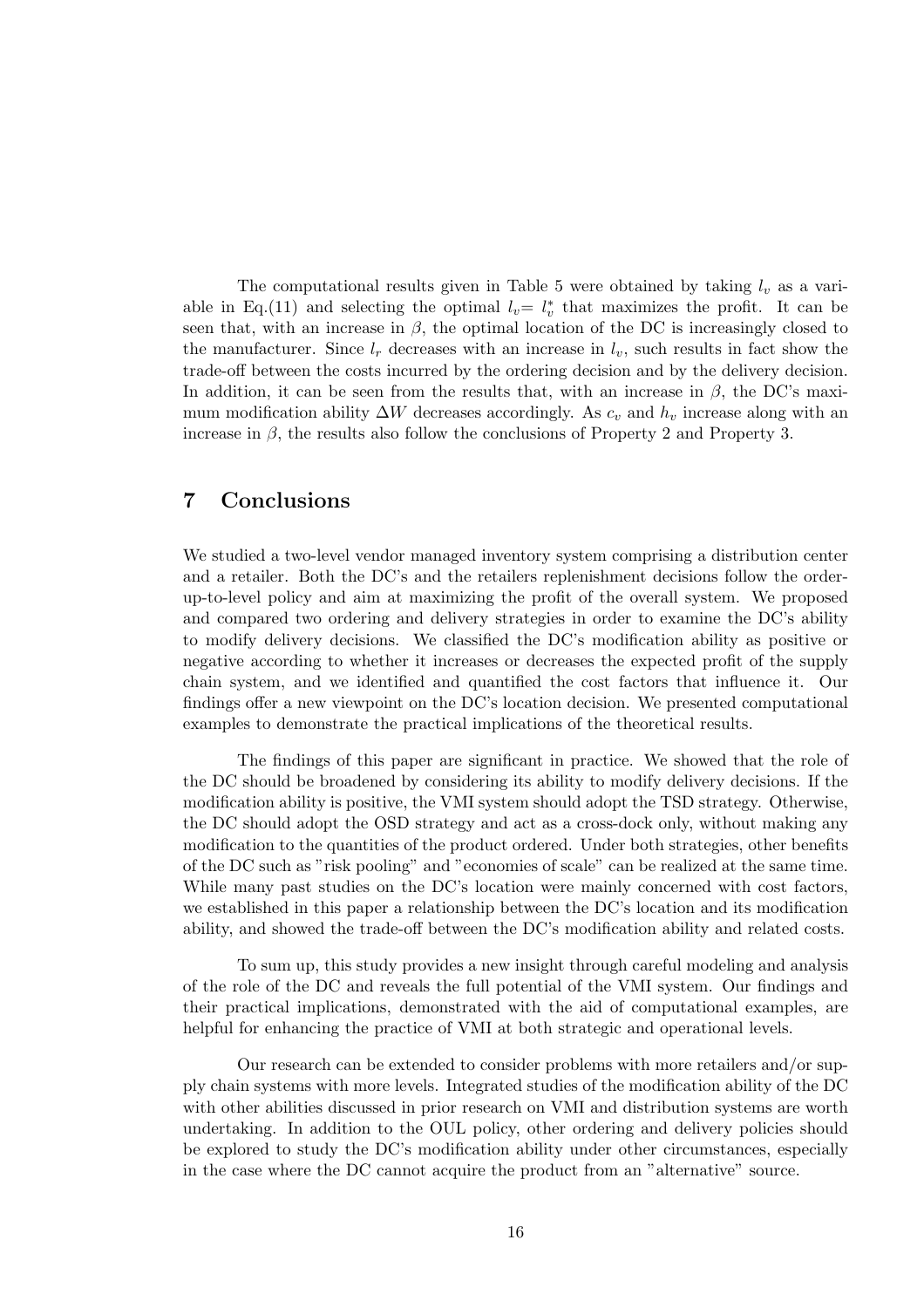The computational results given in Table 5 were obtained by taking $l_v$ as a variable in Eq.(11) and selecting the optimal $l_v = l_v^*$ that maximizes the profit. It can be seen that, with an increase in $\beta$, the optimal location of the DC is increasingly closed to the manufacturer. Since $l_r$ decreases with an increase in $l_v$, such results in fact show the trade-off between the costs incurred by the ordering decision and by the delivery decision. In addition, it can be seen from the results that, with an increase in $\beta$, the DC's maximum modification ability $\Delta W$ decreases accordingly. As $c_v$ and $h_v$ increase along with an increase in $\beta$, the results also follow the conclusions of Property 2 and Property 3.

## 7 Conclusions

We studied a two-level vendor managed inventory system comprising a distribution center and a retailer. Both the DC's and the retailers replenishment decisions follow the order-up-to-level policy and aim at maximizing the profit of the overall system. We proposed and compared two ordering and delivery strategies in order to examine the DC's ability to modify delivery decisions. We classified the DC's modification ability as positive or negative according to whether it increases or decreases the expected profit of the supply chain system, and we identified and quantified the cost factors that influence it. Our findings offer a new viewpoint on the DC's location decision. We presented computational examples to demonstrate the practical implications of the theoretical results.

The findings of this paper are significant in practice. We showed that the role of the DC should be broadened by considering its ability to modify delivery decisions. If the modification ability is positive, the VMI system should adopt the TSD strategy. Otherwise, the DC should adopt the OSD strategy and act as a cross-dock only, without making any modification to the quantities of the product ordered. Under both strategies, other benefits of the DC such as "risk pooling" and "economies of scale" can be realized at the same time. While many past studies on the DC's location were mainly concerned with cost factors, we established in this paper a relationship between the DC's location and its modification ability, and showed the trade-off between the DC's modification ability and related costs.

To sum up, this study provides a new insight through careful modeling and analysis of the role of the DC and reveals the full potential of the VMI system. Our findings and their practical implications, demonstrated with the aid of computational examples, are helpful for enhancing the practice of VMI at both strategic and operational levels.

Our research can be extended to consider problems with more retailers and/or supply chain systems with more levels. Integrated studies of the modification ability of the DC with other abilities discussed in prior research on VMI and distribution systems are worth undertaking. In addition to the OUL policy, other ordering and delivery policies should be explored to study the DC's modification ability under other circumstances, especially in the case where the DC cannot acquire the product from an "alternative" source.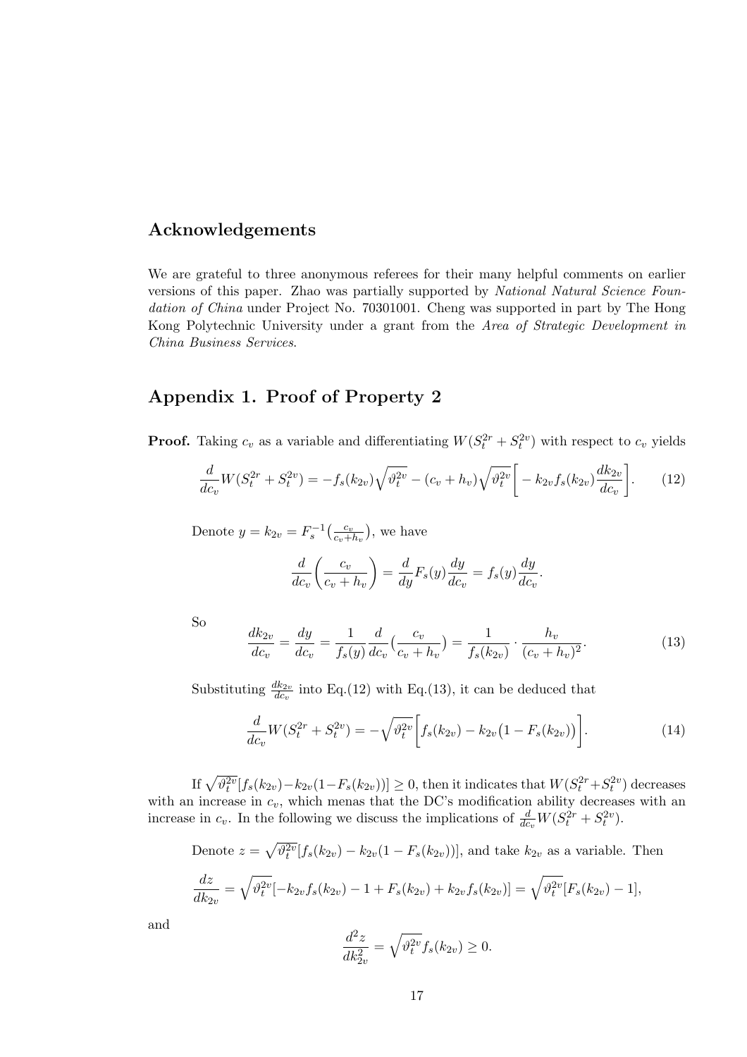## Acknowledgements

We are grateful to three anonymous referees for their many helpful comments on earlier versions of this paper. Zhao was partially supported by *National Natural Science Foundation of China* under Project No. 70301001. Cheng was supported in part by The Hong Kong Polytechnic University under a grant from the *Area of Strategic Development in China Business Services*.

## Appendix 1. Proof of Property 2

**Proof.** Taking $c_v$ as a variable and differentiating $W(S_t^{2r}+S_t^{2v})$ with respect to $c_v$ yields

$$\frac{d}{dc_v}W(S_t^{2r}+S_t^{2v}) = -f_s(k_{2v})\sqrt{\vartheta_t^{2v}} - (c_v+h_v)\sqrt{\vartheta_t^{2v}}\Big[-k_{2v}f_s(k_{2v})\frac{dk_{2v}}{dc_v}\Big]. \tag{12}$$

Denote $y = k_{2v} = F_s^{-1}\big(\frac{c_v}{c_v+h_v}\big)$, we have

$$\frac{d}{dc_v}\bigg(\frac{c_v}{c_v+h_v}\bigg) = \frac{d}{dy}F_s(y)\frac{dy}{dc_v} = f_s(y)\frac{dy}{dc_v}.$$

So

$$\frac{dk_{2v}}{dc_v} = \frac{dy}{dc_v} = \frac{1}{f_s(y)}\frac{d}{dc_v}\big(\frac{c_v}{c_v+h_v}\big) = \frac{1}{f_s(k_{2v})}\cdot\frac{h_v}{(c_v+h_v)^2}. \tag{13}$$

Substituting $\frac{dk_{2v}}{dc_v}$ into Eq.(12) with Eq.(13), it can be deduced that

$$\frac{d}{dc_v}W(S_t^{2r}+S_t^{2v}) = -\sqrt{\vartheta_t^{2v}}\Big[f_s(k_{2v}) - k_{2v}\big(1-F_s(k_{2v})\big)\Big]. \tag{14}$$

If $\sqrt{\vartheta_t^{2v}}[f_s(k_{2v})-k_{2v}(1-F_s(k_{2v}))]\geq 0$, then it indicates that $W(S_t^{2r}+S_t^{2v})$ decreases with an increase in $c_v$, which menas that the DC's modification ability decreases with an increase in $c_v$. In the following we discuss the implications of $\frac{d}{dc_v}W(S_t^{2r}+S_t^{2v})$.

Denote $z = \sqrt{\vartheta_t^{2v}}[f_s(k_{2v}) - k_{2v}(1-F_s(k_{2v}))]$, and take $k_{2v}$ as a variable. Then

$$\frac{dz}{dk_{2v}} = \sqrt{\vartheta_t^{2v}}[-k_{2v}f_s(k_{2v}) - 1 + F_s(k_{2v}) + k_{2v}f_s(k_{2v})] = \sqrt{\vartheta_t^{2v}}[F_s(k_{2v})-1],$$

and

$$\frac{d^2z}{dk_{2v}^2} = \sqrt{\vartheta_t^{2v}}f_s(k_{2v}) \geq 0.$$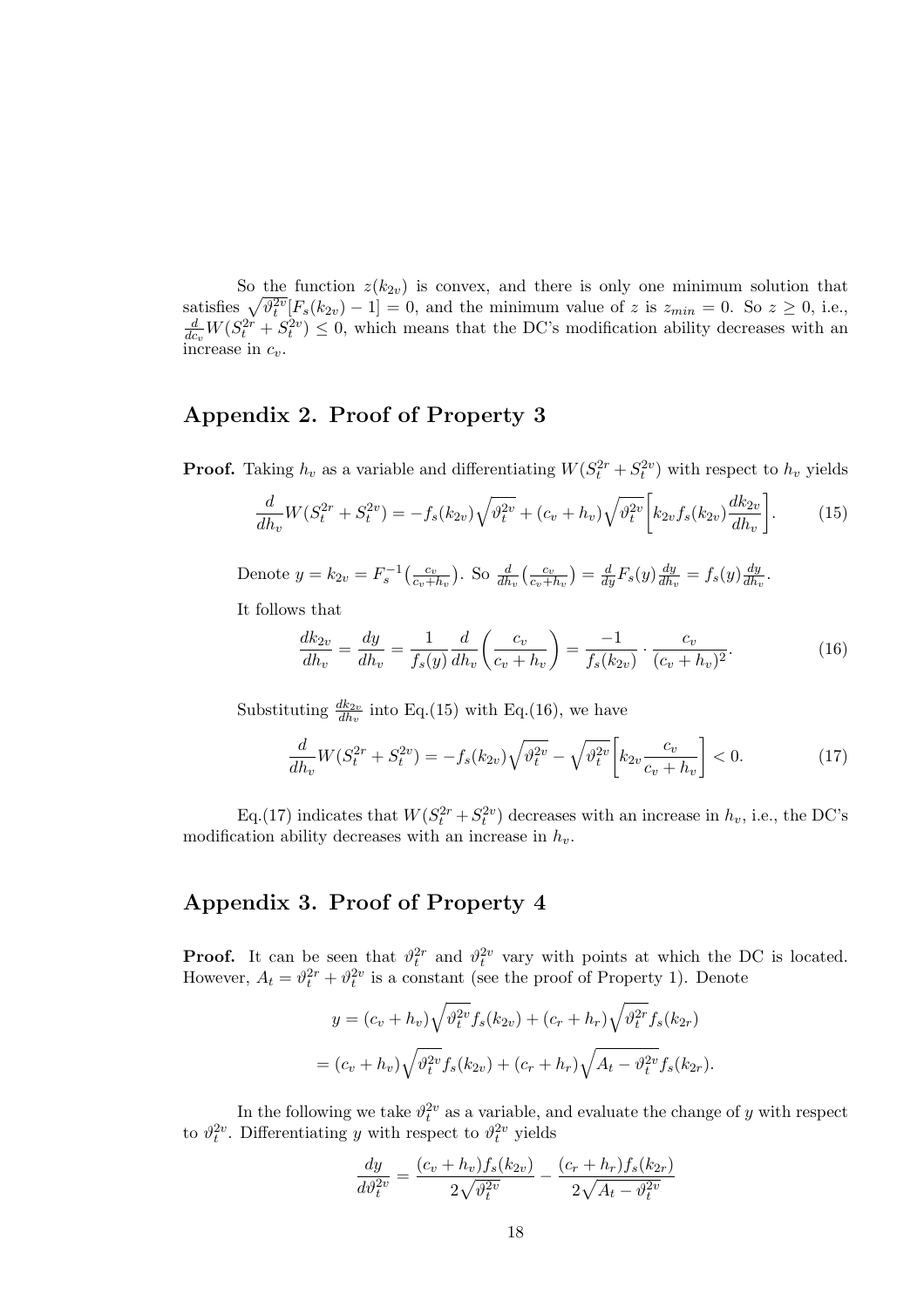So the function $z(k_{2v})$ is convex, and there is only one minimum solution that satisfies $\sqrt{\vartheta_t^{2v}}[F_s(k_{2v}) - 1] = 0$, and the minimum value of $z$ is $z_{min} = 0$. So $z \geq 0$, i.e., $\frac{d}{dc_v}W(S_t^{2r} + S_t^{2v}) \leq 0$, which means that the DC's modification ability decreases with an increase in $c_v$.

## Appendix 2. Proof of Property 3

**Proof.** Taking $h_v$ as a variable and differentiating $W(S_t^{2r} + S_t^{2v})$ with respect to $h_v$ yields

$$\frac{d}{dh_v}W(S_t^{2r} + S_t^{2v}) = -f_s(k_{2v})\sqrt{\vartheta_t^{2v}} + (c_v + h_v)\sqrt{\vartheta_t^{2v}}\left[k_{2v}f_s(k_{2v})\frac{dk_{2v}}{dh_v}\right]. \tag{15}$$

Denote $y = k_{2v} = F_s^{-1}\left(\frac{c_v}{c_v+h_v}\right)$. So $\frac{d}{dh_v}\left(\frac{c_v}{c_v+h_v}\right) = \frac{d}{dy}F_s(y)\frac{dy}{dh_v} = f_s(y)\frac{dy}{dh_v}$.

It follows that

$$\frac{dk_{2v}}{dh_v} = \frac{dy}{dh_v} = \frac{1}{f_s(y)}\frac{d}{dh_v}\left(\frac{c_v}{c_v + h_v}\right) = \frac{-1}{f_s(k_{2v})} \cdot \frac{c_v}{(c_v + h_v)^2}. \tag{16}$$

Substituting $\frac{dk_{2v}}{dh_v}$ into Eq.(15) with Eq.(16), we have

$$\frac{d}{dh_v}W(S_t^{2r} + S_t^{2v}) = -f_s(k_{2v})\sqrt{\vartheta_t^{2v}} - \sqrt{\vartheta_t^{2v}}\left[k_{2v}\frac{c_v}{c_v + h_v}\right] < 0. \tag{17}$$

Eq.(17) indicates that $W(S_t^{2r} + S_t^{2v})$ decreases with an increase in $h_v$, i.e., the DC's modification ability decreases with an increase in $h_v$.

## Appendix 3. Proof of Property 4

**Proof.** It can be seen that $\vartheta_t^{2r}$ and $\vartheta_t^{2v}$ vary with points at which the DC is located. However, $A_t = \vartheta_t^{2r} + \vartheta_t^{2v}$ is a constant (see the proof of Property 1). Denote

$$\begin{aligned}
y &= (c_v + h_v)\sqrt{\vartheta_t^{2v}}f_s(k_{2v}) + (c_r + h_r)\sqrt{\vartheta_t^{2r}}f_s(k_{2r}) \\
&= (c_v + h_v)\sqrt{\vartheta_t^{2v}}f_s(k_{2v}) + (c_r + h_r)\sqrt{A_t - \vartheta_t^{2v}}f_s(k_{2r}).
\end{aligned}$$

In the following we take $\vartheta_t^{2v}$ as a variable, and evaluate the change of $y$ with respect to $\vartheta_t^{2v}$. Differentiating $y$ with respect to $\vartheta_t^{2v}$ yields

$$\frac{dy}{d\vartheta_t^{2v}} = \frac{(c_v + h_v)f_s(k_{2v})}{2\sqrt{\vartheta_t^{2v}}} - \frac{(c_r + h_r)f_s(k_{2r})}{2\sqrt{A_t - \vartheta_t^{2v}}}$$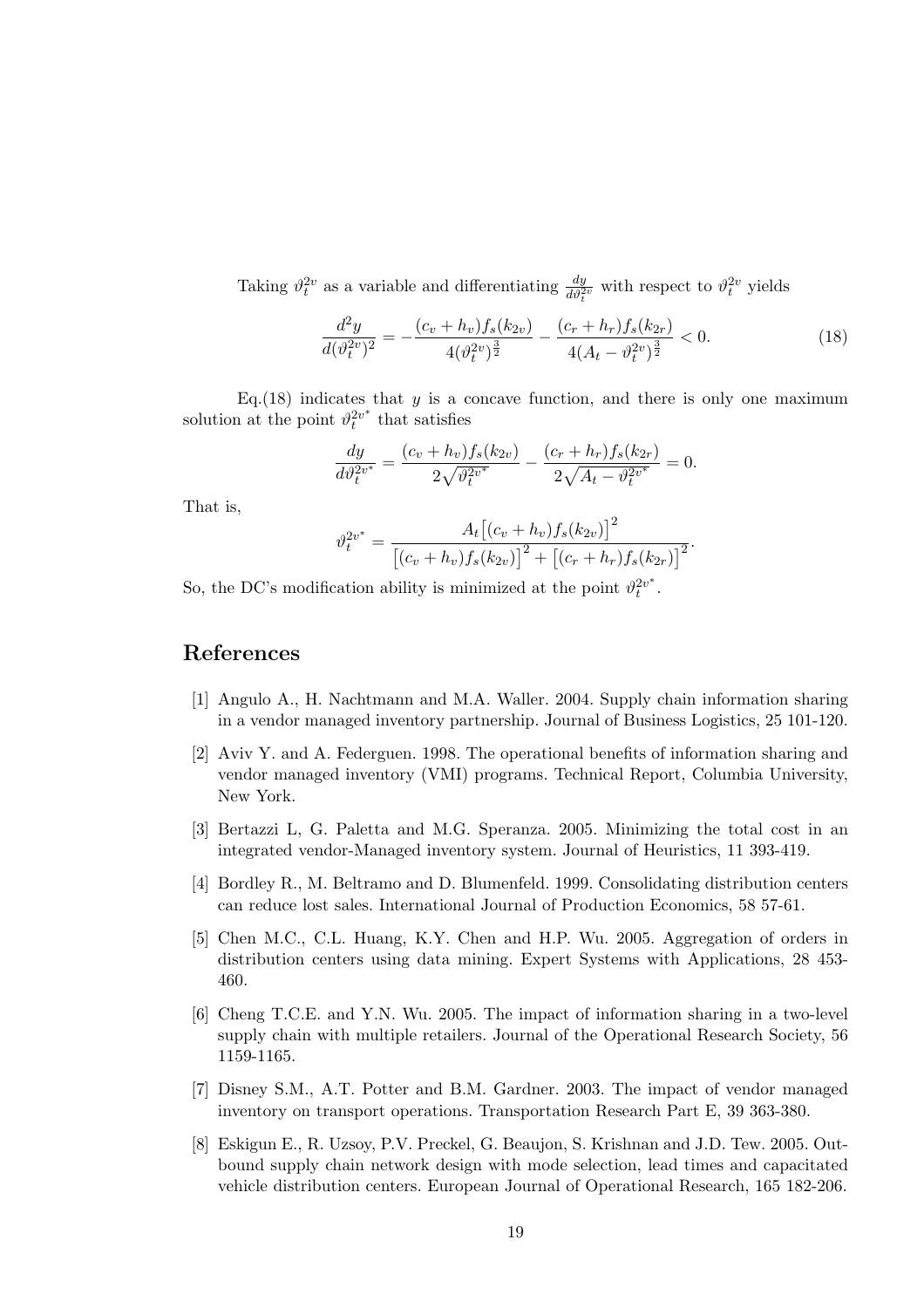Taking $\vartheta_t^{2v}$ as a variable and differentiating $\frac{dy}{d\vartheta_t^{2v}}$ with respect to $\vartheta_t^{2v}$ yields

$$\frac{d^2y}{d(\vartheta_t^{2v})^2} = -\frac{(c_v + h_v)f_s(k_{2v})}{4(\vartheta_t^{2v})^{\frac{3}{2}}} - \frac{(c_r + h_r)f_s(k_{2r})}{4(A_t - \vartheta_t^{2v})^{\frac{3}{2}}} < 0. \tag{18}$$

Eq.(18) indicates that $y$ is a concave function, and there is only one maximum solution at the point $\vartheta_t^{2v^*}$ that satisfies

$$\frac{dy}{d\vartheta_t^{2v^*}} = \frac{(c_v + h_v)f_s(k_{2v})}{2\sqrt{\vartheta_t^{2v^*}}} - \frac{(c_r + h_r)f_s(k_{2r})}{2\sqrt{A_t - \vartheta_t^{2v^*}}} = 0.$$

That is,

$$\vartheta_t^{2v^*} = \frac{A_t\big[(c_v + h_v)f_s(k_{2v})\big]^2}{\big[(c_v + h_v)f_s(k_{2v})\big]^2 + \big[(c_r + h_r)f_s(k_{2r})\big]^2}.$$

So, the DC's modification ability is minimized at the point $\vartheta_t^{2v^*}$.

## References

[1] Angulo A., H. Nachtmann and M.A. Waller. 2004. Supply chain information sharing in a vendor managed inventory partnership. Journal of Business Logistics, 25 101-120.

[2] Aviv Y. and A. Federguen. 1998. The operational benefits of information sharing and vendor managed inventory (VMI) programs. Technical Report, Columbia University, New York.

[3] Bertazzi L, G. Paletta and M.G. Speranza. 2005. Minimizing the total cost in an integrated vendor-Managed inventory system. Journal of Heuristics, 11 393-419.

[4] Bordley R., M. Beltramo and D. Blumenfeld. 1999. Consolidating distribution centers can reduce lost sales. International Journal of Production Economics, 58 57-61.

[5] Chen M.C., C.L. Huang, K.Y. Chen and H.P. Wu. 2005. Aggregation of orders in distribution centers using data mining. Expert Systems with Applications, 28 453-460.

[6] Cheng T.C.E. and Y.N. Wu. 2005. The impact of information sharing in a two-level supply chain with multiple retailers. Journal of the Operational Research Society, 56 1159-1165.

[7] Disney S.M., A.T. Potter and B.M. Gardner. 2003. The impact of vendor managed inventory on transport operations. Transportation Research Part E, 39 363-380.

[8] Eskigun E., R. Uzsoy, P.V. Preckel, G. Beaujon, S. Krishnan and J.D. Tew. 2005. Outbound supply chain network design with mode selection, lead times and capacitated vehicle distribution centers. European Journal of Operational Research, 165 182-206.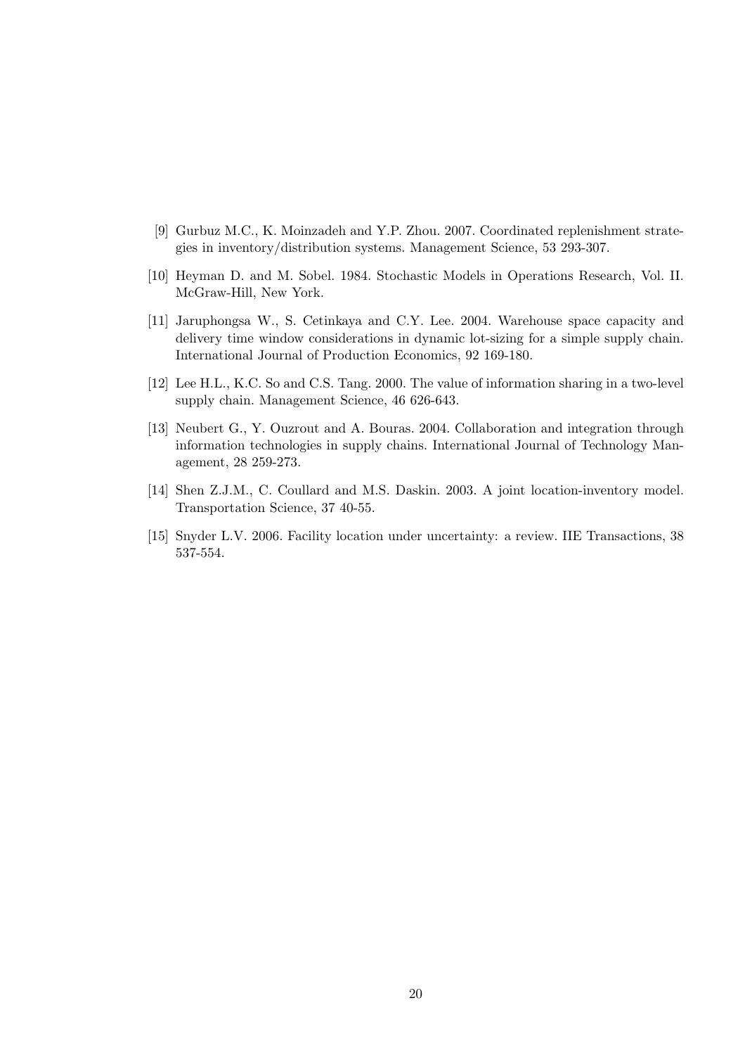[9] Gurbuz M.C., K. Moinzadeh and Y.P. Zhou. 2007. Coordinated replenishment strategies in inventory/distribution systems. Management Science, 53 293-307.

[10] Heyman D. and M. Sobel. 1984. Stochastic Models in Operations Research, Vol. II. McGraw-Hill, New York.

[11] Jaruphongsa W., S. Cetinkaya and C.Y. Lee. 2004. Warehouse space capacity and delivery time window considerations in dynamic lot-sizing for a simple supply chain. International Journal of Production Economics, 92 169-180.

[12] Lee H.L., K.C. So and C.S. Tang. 2000. The value of information sharing in a two-level supply chain. Management Science, 46 626-643.

[13] Neubert G., Y. Ouzrout and A. Bouras. 2004. Collaboration and integration through information technologies in supply chains. International Journal of Technology Management, 28 259-273.

[14] Shen Z.J.M., C. Coullard and M.S. Daskin. 2003. A joint location-inventory model. Transportation Science, 37 40-55.

[15] Snyder L.V. 2006. Facility location under uncertainty: a review. IIE Transactions, 38 537-554.